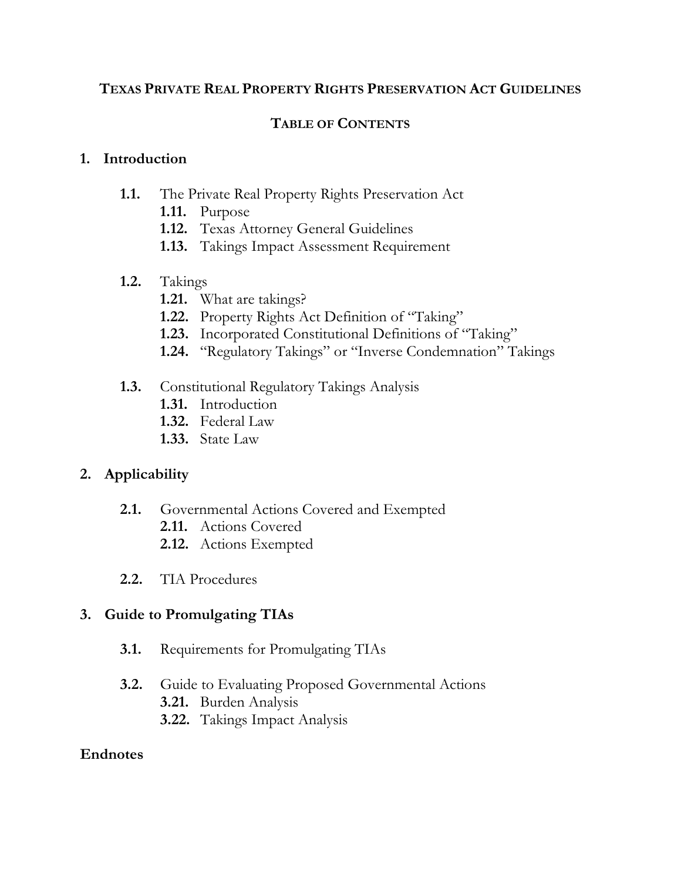# Texas Private Real Property Rights Preservation Act Guidelines

## Table of Contents

**1. Introduction**

- **1.1.** The Private Real Property Rights Preservation Act
  - **1.11.** Purpose
  - **1.12.** Texas Attorney General Guidelines
  - **1.13.** Takings Impact Assessment Requirement

- **1.2.** Takings
  - **1.21.** What are takings?
  - **1.22.** Property Rights Act Definition of "Taking"
  - **1.23.** Incorporated Constitutional Definitions of "Taking"
  - **1.24.** "Regulatory Takings" or "Inverse Condemnation" Takings

- **1.3.** Constitutional Regulatory Takings Analysis
  - **1.31.** Introduction
  - **1.32.** Federal Law
  - **1.33.** State Law

**2. Applicability**

- **2.1.** Governmental Actions Covered and Exempted
  - **2.11.** Actions Covered
  - **2.12.** Actions Exempted

- **2.2.** TIA Procedures

**3. Guide to Promulgating TIAs**

- **3.1.** Requirements for Promulgating TIAs

- **3.2.** Guide to Evaluating Proposed Governmental Actions
  - **3.21.** Burden Analysis
  - **3.22.** Takings Impact Analysis

**Endnotes**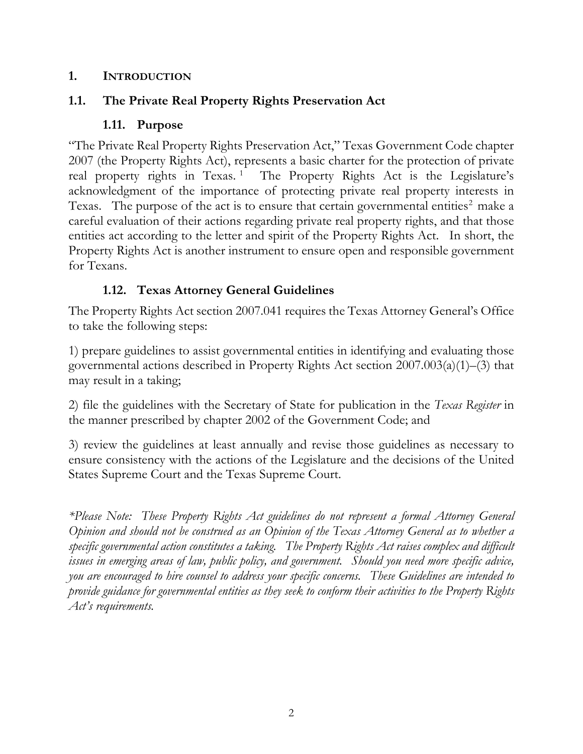# 1. INTRODUCTION

## 1.1. The Private Real Property Rights Preservation Act

### 1.11. Purpose

"The Private Real Property Rights Preservation Act," Texas Government Code chapter 2007 (the Property Rights Act), represents a basic charter for the protection of private real property rights in Texas.[1] The Property Rights Act is the Legislature's acknowledgment of the importance of protecting private real property interests in Texas. The purpose of the act is to ensure that certain governmental entities[2] make a careful evaluation of their actions regarding private real property rights, and that those entities act according to the letter and spirit of the Property Rights Act. In short, the Property Rights Act is another instrument to ensure open and responsible government for Texans.

### 1.12. Texas Attorney General Guidelines

The Property Rights Act section 2007.041 requires the Texas Attorney General's Office to take the following steps:

1) prepare guidelines to assist governmental entities in identifying and evaluating those governmental actions described in Property Rights Act section 2007.003(a)(1)–(3) that may result in a taking;

2) file the guidelines with the Secretary of State for publication in the *Texas Register* in the manner prescribed by chapter 2002 of the Government Code; and

3) review the guidelines at least annually and revise those guidelines as necessary to ensure consistency with the actions of the Legislature and the decisions of the United States Supreme Court and the Texas Supreme Court.

*\*Please Note: These Property Rights Act guidelines do not represent a formal Attorney General Opinion and should not be construed as an Opinion of the Texas Attorney General as to whether a specific governmental action constitutes a taking. The Property Rights Act raises complex and difficult issues in emerging areas of law, public policy, and government. Should you need more specific advice, you are encouraged to hire counsel to address your specific concerns. These Guidelines are intended to provide guidance for governmental entities as they seek to conform their activities to the Property Rights Act's requirements.*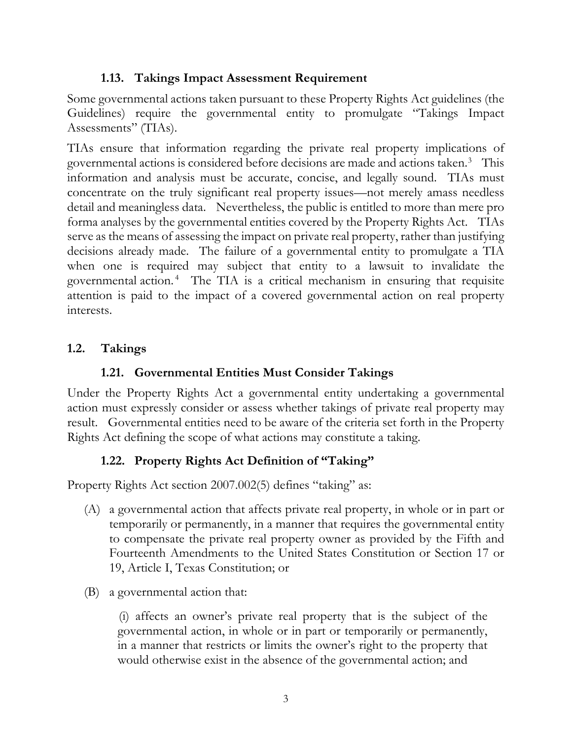### 1.13. Takings Impact Assessment Requirement

Some governmental actions taken pursuant to these Property Rights Act guidelines (the Guidelines) require the governmental entity to promulgate "Takings Impact Assessments" (TIAs).

TIAs ensure that information regarding the private real property implications of governmental actions is considered before decisions are made and actions taken.[3] This information and analysis must be accurate, concise, and legally sound. TIAs must concentrate on the truly significant real property issues—not merely amass needless detail and meaningless data. Nevertheless, the public is entitled to more than mere pro forma analyses by the governmental entities covered by the Property Rights Act. TIAs serve as the means of assessing the impact on private real property, rather than justifying decisions already made. The failure of a governmental entity to promulgate a TIA when one is required may subject that entity to a lawsuit to invalidate the governmental action.[4] The TIA is a critical mechanism in ensuring that requisite attention is paid to the impact of a covered governmental action on real property interests.

## 1.2. Takings

### 1.21. Governmental Entities Must Consider Takings

Under the Property Rights Act a governmental entity undertaking a governmental action must expressly consider or assess whether takings of private real property may result. Governmental entities need to be aware of the criteria set forth in the Property Rights Act defining the scope of what actions may constitute a taking.

### 1.22. Property Rights Act Definition of "Taking"

Property Rights Act section 2007.002(5) defines "taking" as:

(A) a governmental action that affects private real property, in whole or in part or temporarily or permanently, in a manner that requires the governmental entity to compensate the private real property owner as provided by the Fifth and Fourteenth Amendments to the United States Constitution or Section 17 or 19, Article I, Texas Constitution; or

(B) a governmental action that:

(i) affects an owner's private real property that is the subject of the governmental action, in whole or in part or temporarily or permanently, in a manner that restricts or limits the owner's right to the property that would otherwise exist in the absence of the governmental action; and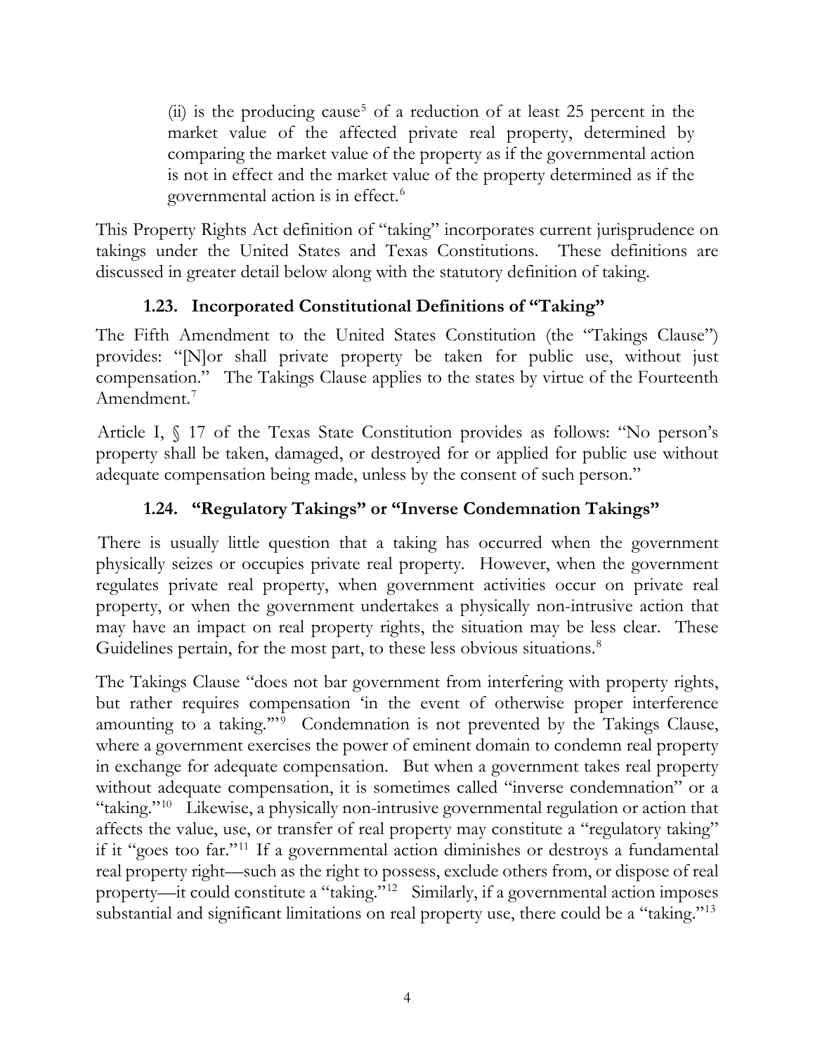(ii) is the producing cause[5] of a reduction of at least 25 percent in the market value of the affected private real property, determined by comparing the market value of the property as if the governmental action is not in effect and the market value of the property determined as if the governmental action is in effect.[6]

This Property Rights Act definition of "taking" incorporates current jurisprudence on takings under the United States and Texas Constitutions. These definitions are discussed in greater detail below along with the statutory definition of taking.

### 1.23. Incorporated Constitutional Definitions of "Taking"

The Fifth Amendment to the United States Constitution (the "Takings Clause") provides: "[N]or shall private property be taken for public use, without just compensation." The Takings Clause applies to the states by virtue of the Fourteenth Amendment.[7]

Article I, § 17 of the Texas State Constitution provides as follows: "No person's property shall be taken, damaged, or destroyed for or applied for public use without adequate compensation being made, unless by the consent of such person."

### 1.24. "Regulatory Takings" or "Inverse Condemnation Takings"

There is usually little question that a taking has occurred when the government physically seizes or occupies private real property. However, when the government regulates private real property, when government activities occur on private real property, or when the government undertakes a physically non-intrusive action that may have an impact on real property rights, the situation may be less clear. These Guidelines pertain, for the most part, to these less obvious situations.[8]

The Takings Clause "does not bar government from interfering with property rights, but rather requires compensation 'in the event of otherwise proper interference amounting to a taking.'"[9] Condemnation is not prevented by the Takings Clause, where a government exercises the power of eminent domain to condemn real property in exchange for adequate compensation. But when a government takes real property without adequate compensation, it is sometimes called "inverse condemnation" or a "taking."[10] Likewise, a physically non-intrusive governmental regulation or action that affects the value, use, or transfer of real property may constitute a "regulatory taking" if it "goes too far."[11] If a governmental action diminishes or destroys a fundamental real property right—such as the right to possess, exclude others from, or dispose of real property—it could constitute a "taking."[12] Similarly, if a governmental action imposes substantial and significant limitations on real property use, there could be a "taking."[13]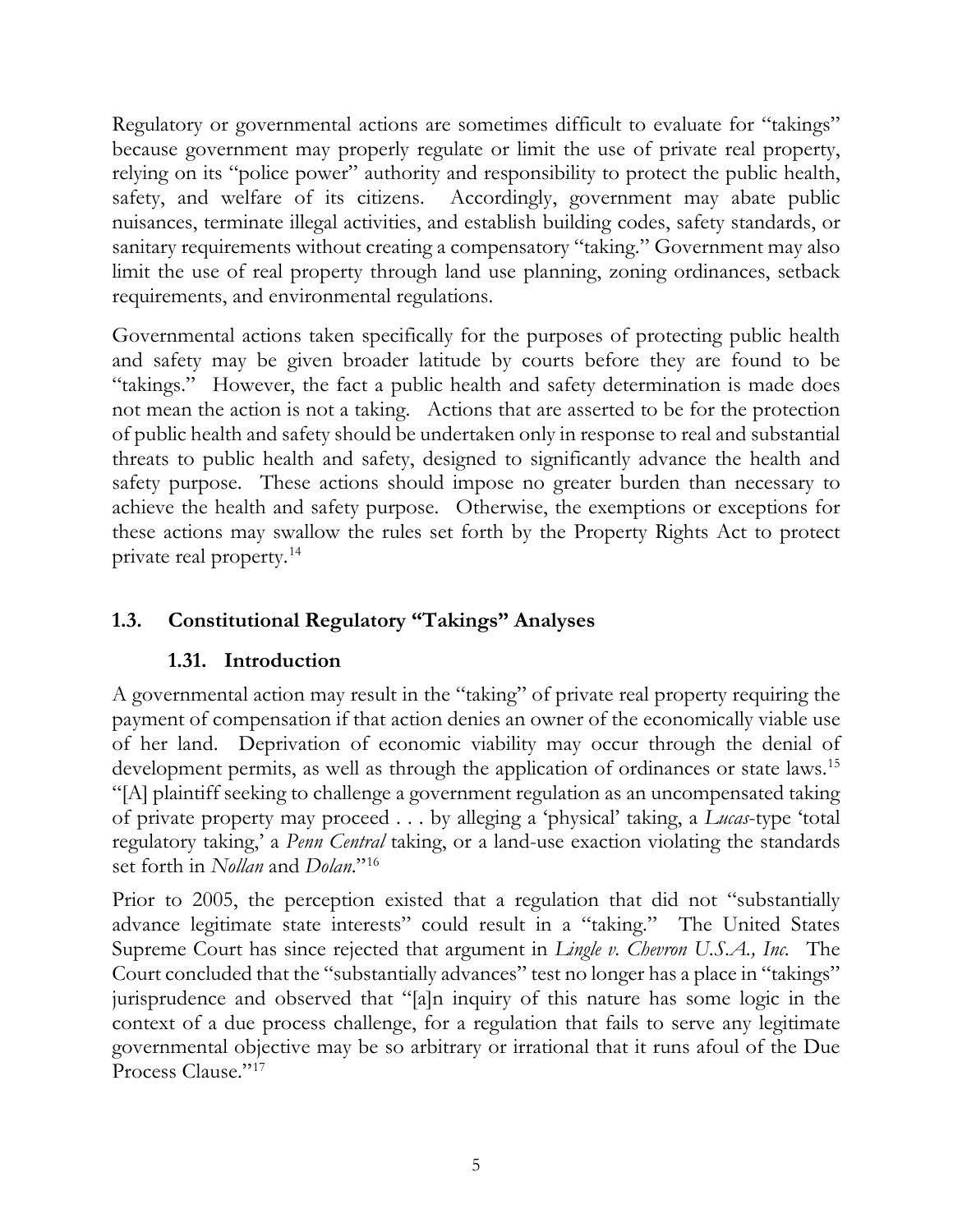Regulatory or governmental actions are sometimes difficult to evaluate for "takings" because government may properly regulate or limit the use of private real property, relying on its "police power" authority and responsibility to protect the public health, safety, and welfare of its citizens. Accordingly, government may abate public nuisances, terminate illegal activities, and establish building codes, safety standards, or sanitary requirements without creating a compensatory "taking." Government may also limit the use of real property through land use planning, zoning ordinances, setback requirements, and environmental regulations.

Governmental actions taken specifically for the purposes of protecting public health and safety may be given broader latitude by courts before they are found to be "takings." However, the fact a public health and safety determination is made does not mean the action is not a taking. Actions that are asserted to be for the protection of public health and safety should be undertaken only in response to real and substantial threats to public health and safety, designed to significantly advance the health and safety purpose. These actions should impose no greater burden than necessary to achieve the health and safety purpose. Otherwise, the exemptions or exceptions for these actions may swallow the rules set forth by the Property Rights Act to protect private real property.[14]

## 1.3. Constitutional Regulatory "Takings" Analyses

### 1.31. Introduction

A governmental action may result in the "taking" of private real property requiring the payment of compensation if that action denies an owner of the economically viable use of her land. Deprivation of economic viability may occur through the denial of development permits, as well as through the application of ordinances or state laws.[15] "[A] plaintiff seeking to challenge a government regulation as an uncompensated taking of private property may proceed . . . by alleging a 'physical' taking, a *Lucas*-type 'total regulatory taking,' a *Penn Central* taking, or a land-use exaction violating the standards set forth in *Nollan* and *Dolan*."[16]

Prior to 2005, the perception existed that a regulation that did not "substantially advance legitimate state interests" could result in a "taking." The United States Supreme Court has since rejected that argument in *Lingle v. Chevron U.S.A., Inc.* The Court concluded that the "substantially advances" test no longer has a place in "takings" jurisprudence and observed that "[a]n inquiry of this nature has some logic in the context of a due process challenge, for a regulation that fails to serve any legitimate governmental objective may be so arbitrary or irrational that it runs afoul of the Due Process Clause."[17]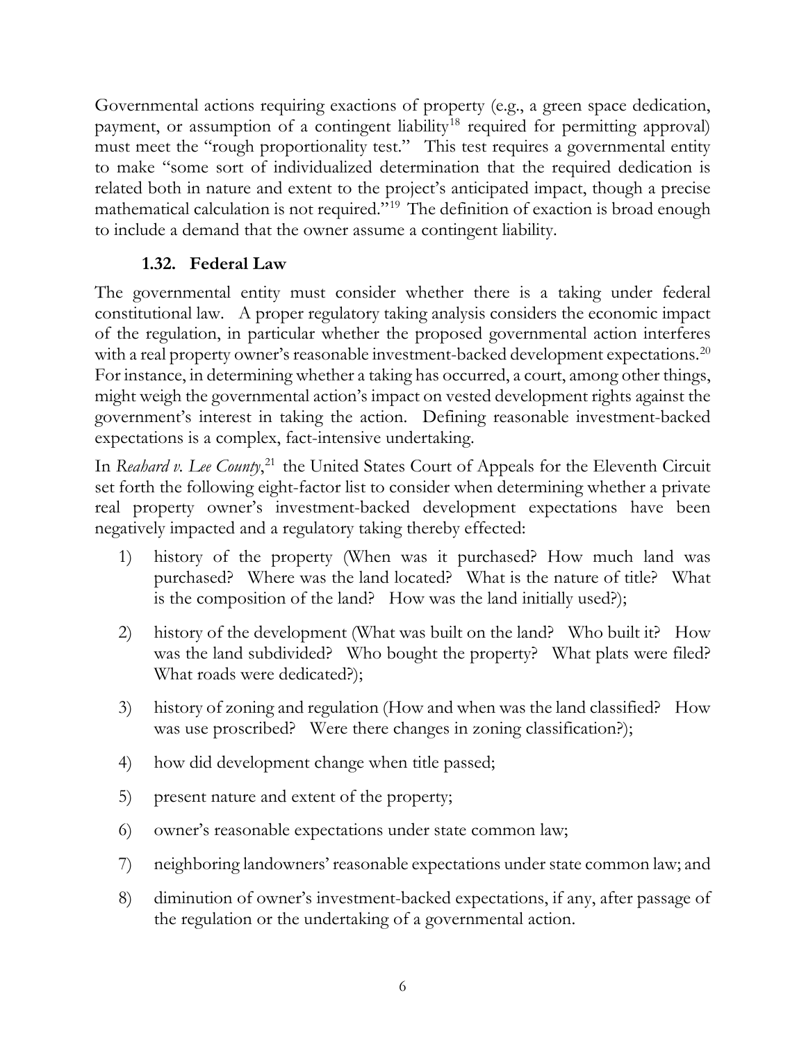Governmental actions requiring exactions of property (e.g., a green space dedication, payment, or assumption of a contingent liability[18] required for permitting approval) must meet the "rough proportionality test." This test requires a governmental entity to make "some sort of individualized determination that the required dedication is related both in nature and extent to the project's anticipated impact, though a precise mathematical calculation is not required."[19] The definition of exaction is broad enough to include a demand that the owner assume a contingent liability.

### 1.32. Federal Law

The governmental entity must consider whether there is a taking under federal constitutional law. A proper regulatory taking analysis considers the economic impact of the regulation, in particular whether the proposed governmental action interferes with a real property owner's reasonable investment-backed development expectations.[20] For instance, in determining whether a taking has occurred, a court, among other things, might weigh the governmental action's impact on vested development rights against the government's interest in taking the action. Defining reasonable investment-backed expectations is a complex, fact-intensive undertaking.

In *Reahard v. Lee County*,[21] the United States Court of Appeals for the Eleventh Circuit set forth the following eight-factor list to consider when determining whether a private real property owner's investment-backed development expectations have been negatively impacted and a regulatory taking thereby effected:

1) history of the property (When was it purchased? How much land was purchased? Where was the land located? What is the nature of title? What is the composition of the land? How was the land initially used?);
2) history of the development (What was built on the land? Who built it? How was the land subdivided? Who bought the property? What plats were filed? What roads were dedicated?);
3) history of zoning and regulation (How and when was the land classified? How was use proscribed? Were there changes in zoning classification?);
4) how did development change when title passed;
5) present nature and extent of the property;
6) owner's reasonable expectations under state common law;
7) neighboring landowners' reasonable expectations under state common law; and
8) diminution of owner's investment-backed expectations, if any, after passage of the regulation or the undertaking of a governmental action.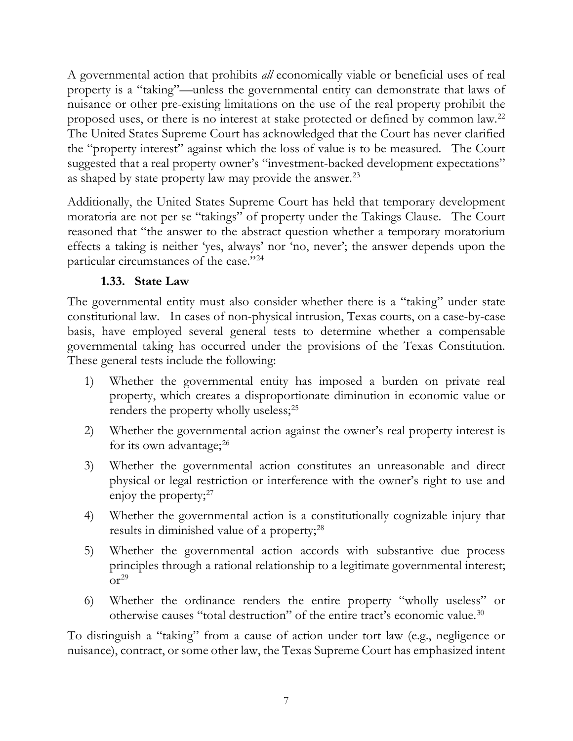A governmental action that prohibits *all* economically viable or beneficial uses of real property is a "taking"—unless the governmental entity can demonstrate that laws of nuisance or other pre-existing limitations on the use of the real property prohibit the proposed uses, or there is no interest at stake protected or defined by common law.[22] The United States Supreme Court has acknowledged that the Court has never clarified the "property interest" against which the loss of value is to be measured. The Court suggested that a real property owner's "investment-backed development expectations" as shaped by state property law may provide the answer.[23]

Additionally, the United States Supreme Court has held that temporary development moratoria are not per se "takings" of property under the Takings Clause. The Court reasoned that "the answer to the abstract question whether a temporary moratorium effects a taking is neither 'yes, always' nor 'no, never'; the answer depends upon the particular circumstances of the case."[24]

### 1.33. State Law

The governmental entity must also consider whether there is a "taking" under state constitutional law. In cases of non-physical intrusion, Texas courts, on a case-by-case basis, have employed several general tests to determine whether a compensable governmental taking has occurred under the provisions of the Texas Constitution. These general tests include the following:

1) Whether the governmental entity has imposed a burden on private real property, which creates a disproportionate diminution in economic value or renders the property wholly useless;[25]
2) Whether the governmental action against the owner's real property interest is for its own advantage;[26]
3) Whether the governmental action constitutes an unreasonable and direct physical or legal restriction or interference with the owner's right to use and enjoy the property;[27]
4) Whether the governmental action is a constitutionally cognizable injury that results in diminished value of a property;[28]
5) Whether the governmental action accords with substantive due process principles through a rational relationship to a legitimate governmental interest; or[29]
6) Whether the ordinance renders the entire property "wholly useless" or otherwise causes "total destruction" of the entire tract's economic value.[30]

To distinguish a "taking" from a cause of action under tort law (e.g., negligence or nuisance), contract, or some other law, the Texas Supreme Court has emphasized intent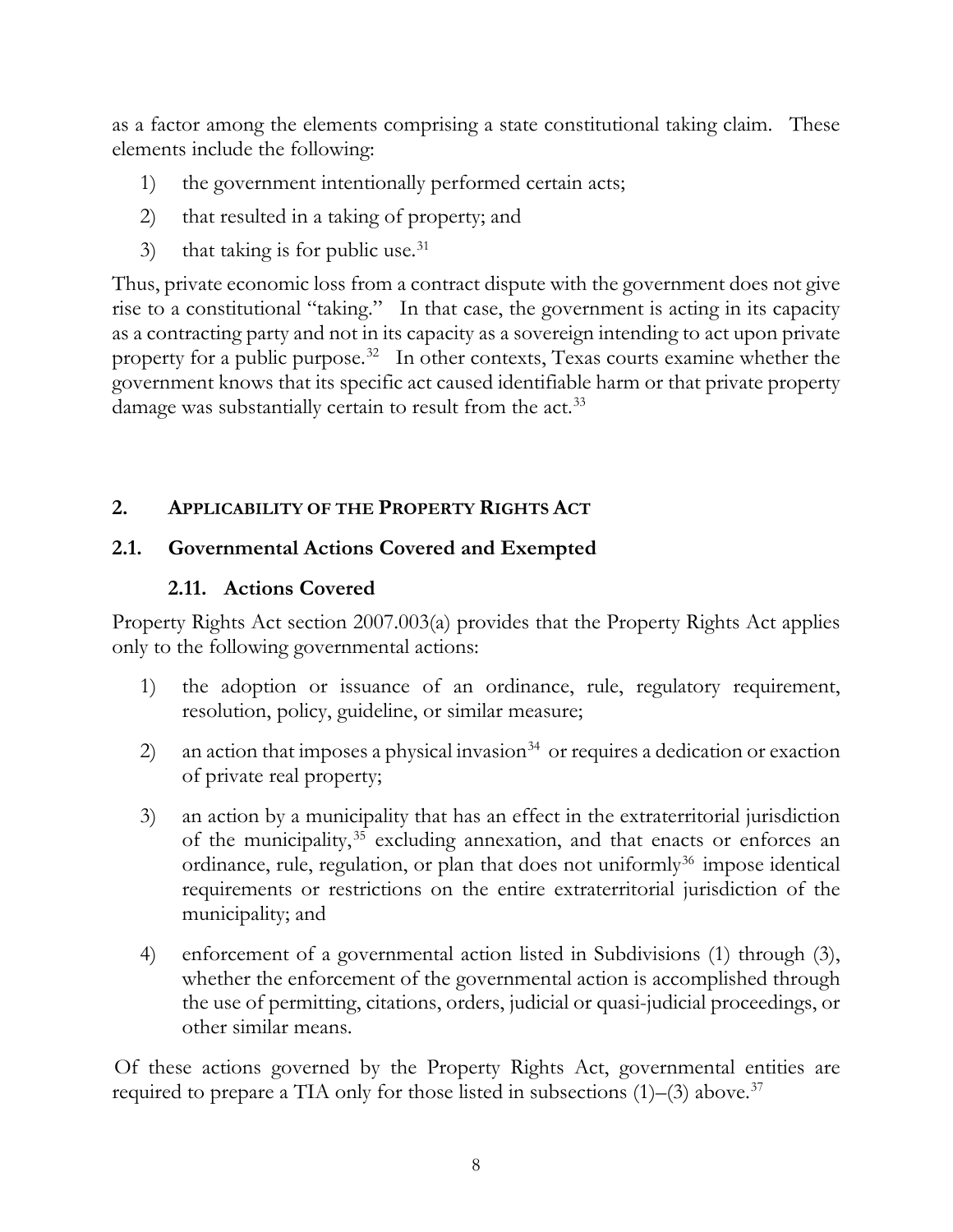as a factor among the elements comprising a state constitutional taking claim. These elements include the following:

1) the government intentionally performed certain acts;
2) that resulted in a taking of property; and
3) that taking is for public use.[31]

Thus, private economic loss from a contract dispute with the government does not give rise to a constitutional "taking." In that case, the government is acting in its capacity as a contracting party and not in its capacity as a sovereign intending to act upon private property for a public purpose.[32] In other contexts, Texas courts examine whether the government knows that its specific act caused identifiable harm or that private property damage was substantially certain to result from the act.[33]

## 2. APPLICABILITY OF THE PROPERTY RIGHTS ACT

### 2.1. Governmental Actions Covered and Exempted

#### 2.11. Actions Covered

Property Rights Act section 2007.003(a) provides that the Property Rights Act applies only to the following governmental actions:

1) the adoption or issuance of an ordinance, rule, regulatory requirement, resolution, policy, guideline, or similar measure;
2) an action that imposes a physical invasion[34] or requires a dedication or exaction of private real property;
3) an action by a municipality that has an effect in the extraterritorial jurisdiction of the municipality,[35] excluding annexation, and that enacts or enforces an ordinance, rule, regulation, or plan that does not uniformly[36] impose identical requirements or restrictions on the entire extraterritorial jurisdiction of the municipality; and
4) enforcement of a governmental action listed in Subdivisions (1) through (3), whether the enforcement of the governmental action is accomplished through the use of permitting, citations, orders, judicial or quasi-judicial proceedings, or other similar means.

Of these actions governed by the Property Rights Act, governmental entities are required to prepare a TIA only for those listed in subsections (1)–(3) above.[37]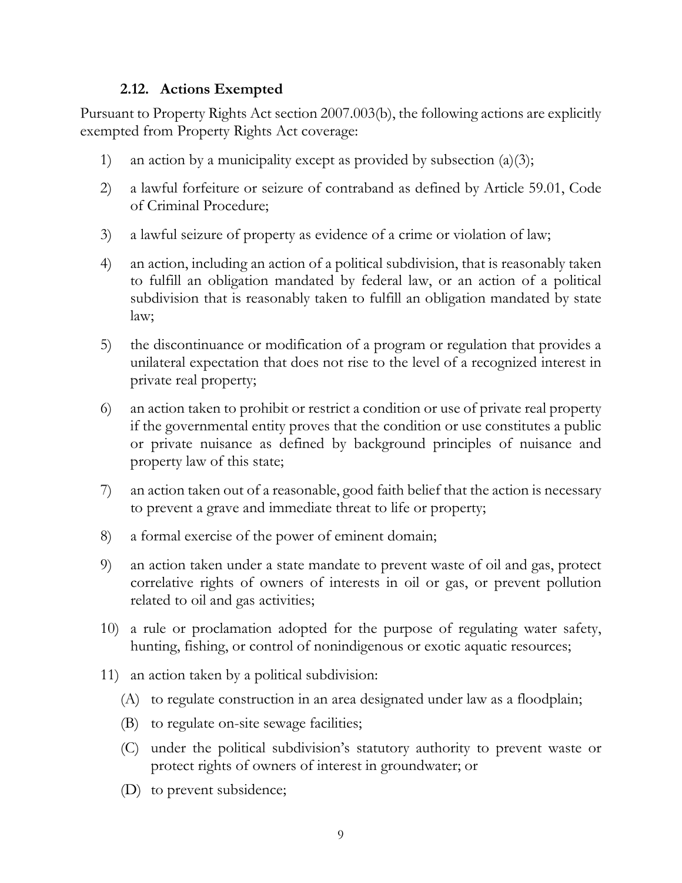### 2.12. Actions Exempted

Pursuant to Property Rights Act section 2007.003(b), the following actions are explicitly exempted from Property Rights Act coverage:

1) an action by a municipality except as provided by subsection (a)(3);
2) a lawful forfeiture or seizure of contraband as defined by Article 59.01, Code of Criminal Procedure;
3) a lawful seizure of property as evidence of a crime or violation of law;
4) an action, including an action of a political subdivision, that is reasonably taken to fulfill an obligation mandated by federal law, or an action of a political subdivision that is reasonably taken to fulfill an obligation mandated by state law;
5) the discontinuance or modification of a program or regulation that provides a unilateral expectation that does not rise to the level of a recognized interest in private real property;
6) an action taken to prohibit or restrict a condition or use of private real property if the governmental entity proves that the condition or use constitutes a public or private nuisance as defined by background principles of nuisance and property law of this state;
7) an action taken out of a reasonable, good faith belief that the action is necessary to prevent a grave and immediate threat to life or property;
8) a formal exercise of the power of eminent domain;
9) an action taken under a state mandate to prevent waste of oil and gas, protect correlative rights of owners of interests in oil or gas, or prevent pollution related to oil and gas activities;
10) a rule or proclamation adopted for the purpose of regulating water safety, hunting, fishing, or control of nonindigenous or exotic aquatic resources;
11) an action taken by a political subdivision:
    (A) to regulate construction in an area designated under law as a floodplain;
    (B) to regulate on-site sewage facilities;
    (C) under the political subdivision's statutory authority to prevent waste or protect rights of owners of interest in groundwater; or
    (D) to prevent subsidence;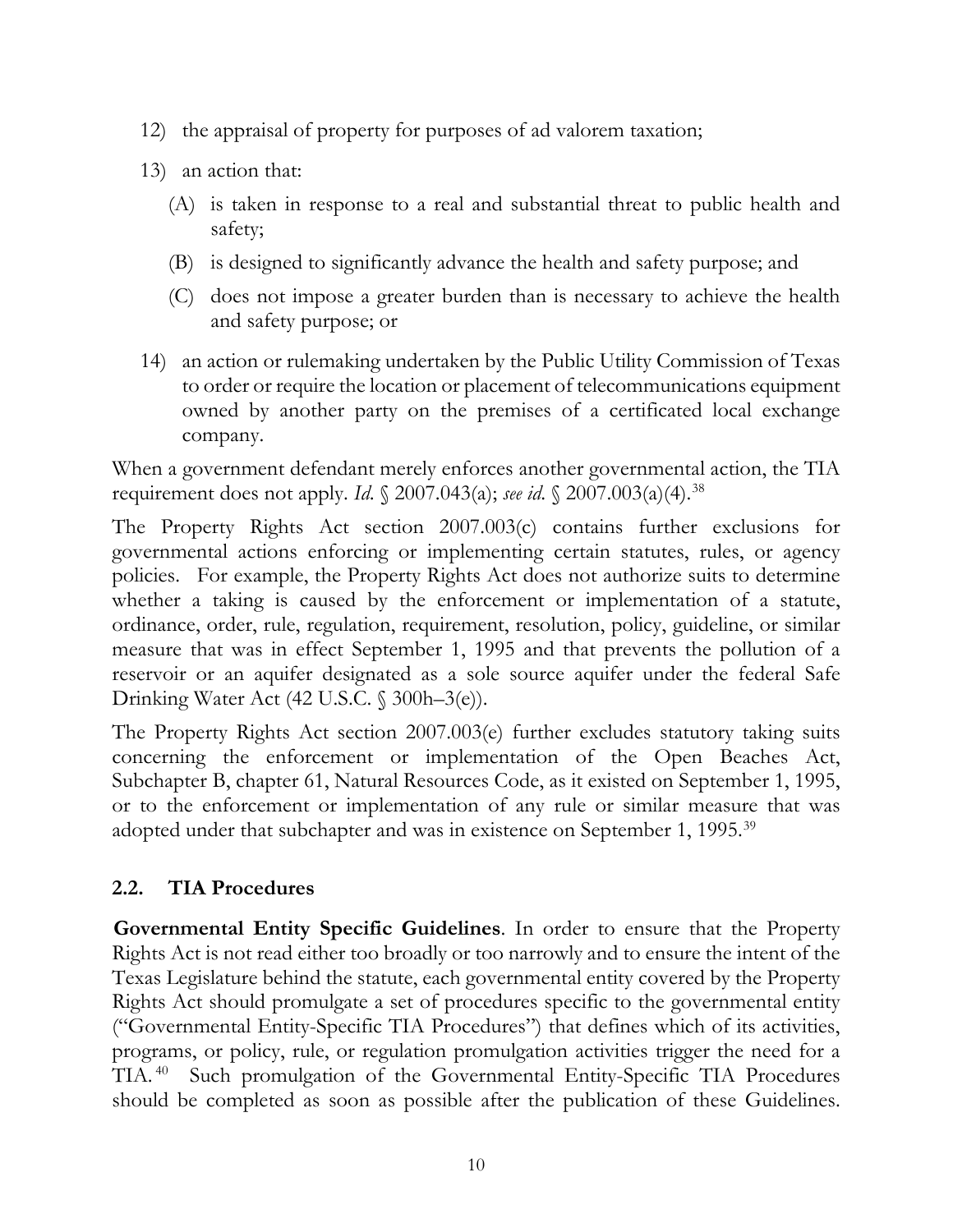12) the appraisal of property for purposes of ad valorem taxation;

13) an action that:

    (A) is taken in response to a real and substantial threat to public health and safety;

    (B) is designed to significantly advance the health and safety purpose; and

    (C) does not impose a greater burden than is necessary to achieve the health and safety purpose; or

14) an action or rulemaking undertaken by the Public Utility Commission of Texas to order or require the location or placement of telecommunications equipment owned by another party on the premises of a certificated local exchange company.

When a government defendant merely enforces another governmental action, the TIA requirement does not apply. *Id.* § 2007.043(a); *see id.* § 2007.003(a)(4).[38]

The Property Rights Act section 2007.003(c) contains further exclusions for governmental actions enforcing or implementing certain statutes, rules, or agency policies. For example, the Property Rights Act does not authorize suits to determine whether a taking is caused by the enforcement or implementation of a statute, ordinance, order, rule, regulation, requirement, resolution, policy, guideline, or similar measure that was in effect September 1, 1995 and that prevents the pollution of a reservoir or an aquifer designated as a sole source aquifer under the federal Safe Drinking Water Act (42 U.S.C. § 300h–3(e)).

The Property Rights Act section 2007.003(e) further excludes statutory taking suits concerning the enforcement or implementation of the Open Beaches Act, Subchapter B, chapter 61, Natural Resources Code, as it existed on September 1, 1995, or to the enforcement or implementation of any rule or similar measure that was adopted under that subchapter and was in existence on September 1, 1995.[39]

## 2.2. TIA Procedures

**Governmental Entity Specific Guidelines**. In order to ensure that the Property Rights Act is not read either too broadly or too narrowly and to ensure the intent of the Texas Legislature behind the statute, each governmental entity covered by the Property Rights Act should promulgate a set of procedures specific to the governmental entity ("Governmental Entity-Specific TIA Procedures") that defines which of its activities, programs, or policy, rule, or regulation promulgation activities trigger the need for a TIA.[40] Such promulgation of the Governmental Entity-Specific TIA Procedures should be completed as soon as possible after the publication of these Guidelines.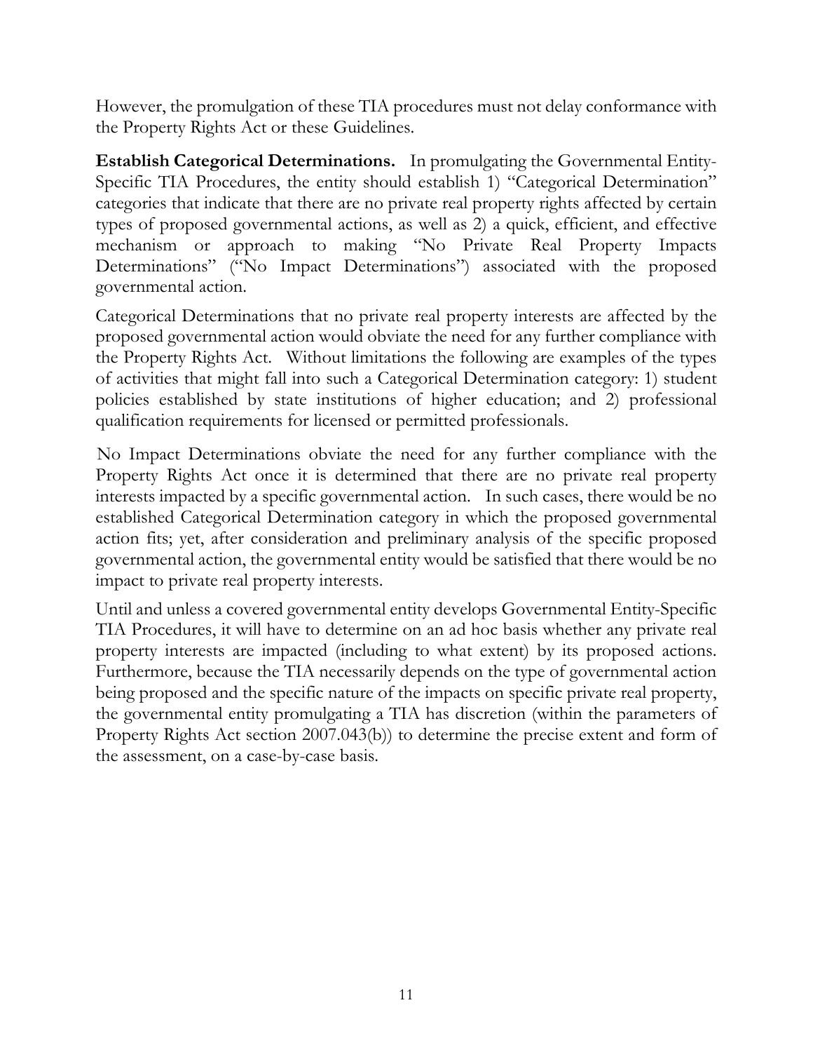However, the promulgation of these TIA procedures must not delay conformance with the Property Rights Act or these Guidelines.

**Establish Categorical Determinations.** In promulgating the Governmental Entity-Specific TIA Procedures, the entity should establish 1) "Categorical Determination" categories that indicate that there are no private real property rights affected by certain types of proposed governmental actions, as well as 2) a quick, efficient, and effective mechanism or approach to making "No Private Real Property Impacts Determinations" ("No Impact Determinations") associated with the proposed governmental action.

Categorical Determinations that no private real property interests are affected by the proposed governmental action would obviate the need for any further compliance with the Property Rights Act. Without limitations the following are examples of the types of activities that might fall into such a Categorical Determination category: 1) student policies established by state institutions of higher education; and 2) professional qualification requirements for licensed or permitted professionals.

No Impact Determinations obviate the need for any further compliance with the Property Rights Act once it is determined that there are no private real property interests impacted by a specific governmental action. In such cases, there would be no established Categorical Determination category in which the proposed governmental action fits; yet, after consideration and preliminary analysis of the specific proposed governmental action, the governmental entity would be satisfied that there would be no impact to private real property interests.

Until and unless a covered governmental entity develops Governmental Entity-Specific TIA Procedures, it will have to determine on an ad hoc basis whether any private real property interests are impacted (including to what extent) by its proposed actions. Furthermore, because the TIA necessarily depends on the type of governmental action being proposed and the specific nature of the impacts on specific private real property, the governmental entity promulgating a TIA has discretion (within the parameters of Property Rights Act section 2007.043(b)) to determine the precise extent and form of the assessment, on a case-by-case basis.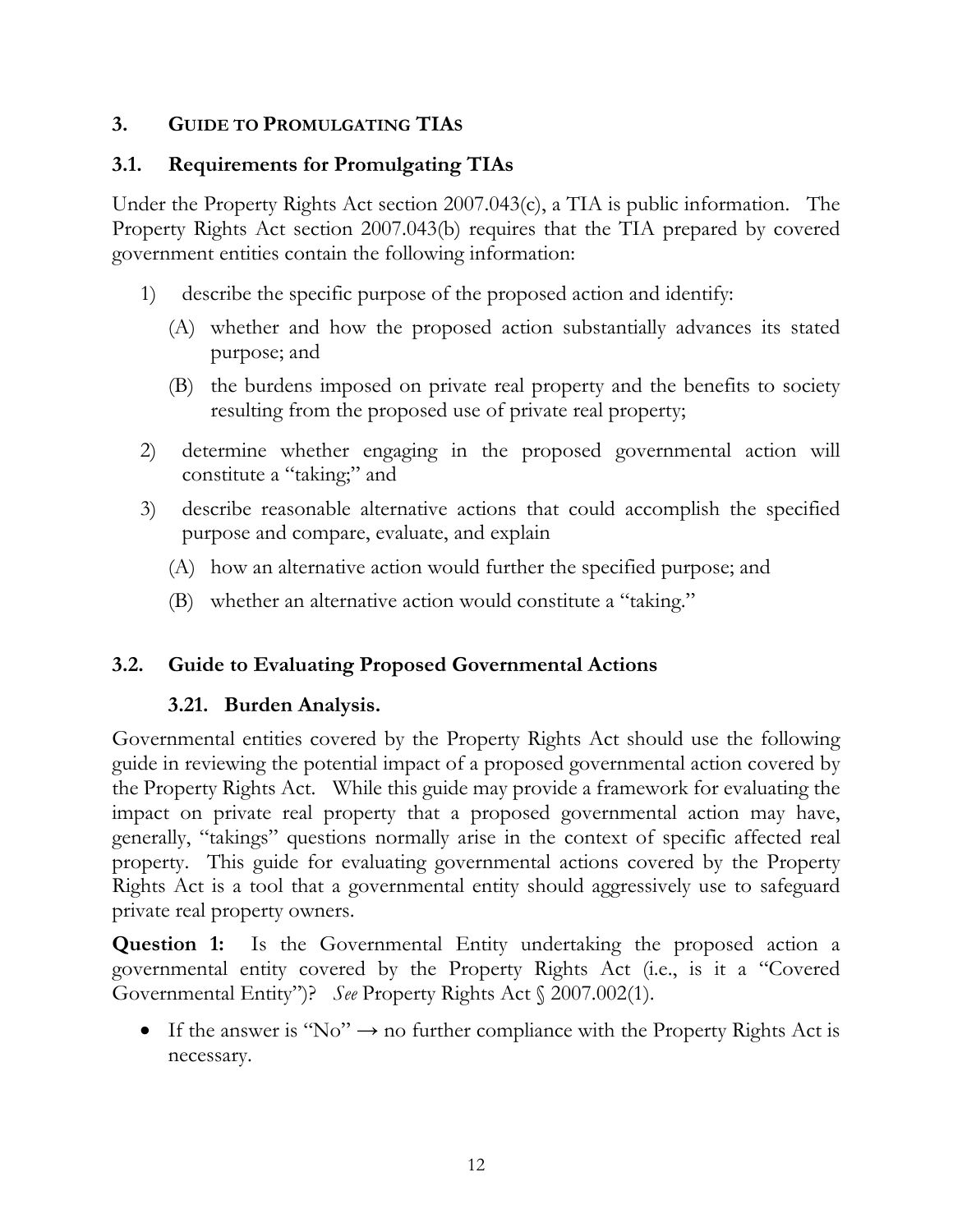## 3. Guide to Promulgating TIAs

### 3.1. Requirements for Promulgating TIAs

Under the Property Rights Act section 2007.043(c), a TIA is public information. The Property Rights Act section 2007.043(b) requires that the TIA prepared by covered government entities contain the following information:

1) describe the specific purpose of the proposed action and identify:
   - (A) whether and how the proposed action substantially advances its stated purpose; and
   - (B) the burdens imposed on private real property and the benefits to society resulting from the proposed use of private real property;
2) determine whether engaging in the proposed governmental action will constitute a "taking;" and
3) describe reasonable alternative actions that could accomplish the specified purpose and compare, evaluate, and explain
   - (A) how an alternative action would further the specified purpose; and
   - (B) whether an alternative action would constitute a "taking."

### 3.2. Guide to Evaluating Proposed Governmental Actions

#### 3.21. Burden Analysis.

Governmental entities covered by the Property Rights Act should use the following guide in reviewing the potential impact of a proposed governmental action covered by the Property Rights Act. While this guide may provide a framework for evaluating the impact on private real property that a proposed governmental action may have, generally, "takings" questions normally arise in the context of specific affected real property. This guide for evaluating governmental actions covered by the Property Rights Act is a tool that a governmental entity should aggressively use to safeguard private real property owners.

**Question 1:** Is the Governmental Entity undertaking the proposed action a governmental entity covered by the Property Rights Act (i.e., is it a "Covered Governmental Entity")? *See* Property Rights Act § 2007.002(1).

- If the answer is "No" → no further compliance with the Property Rights Act is necessary.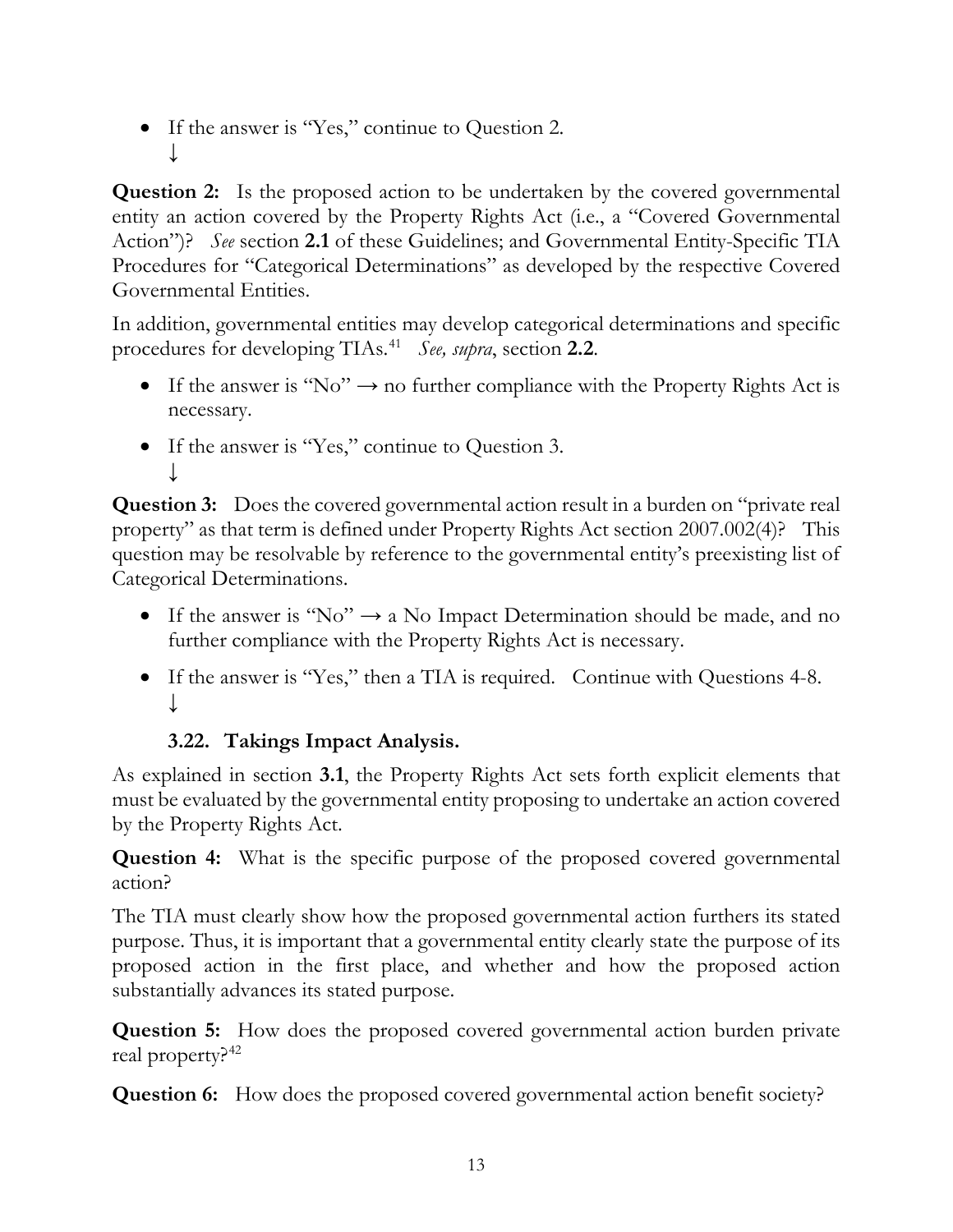- If the answer is "Yes," continue to Question 2.
  ↓

**Question 2:** Is the proposed action to be undertaken by the covered governmental entity an action covered by the Property Rights Act (i.e., a "Covered Governmental Action")? *See* section **2.1** of these Guidelines; and Governmental Entity-Specific TIA Procedures for "Categorical Determinations" as developed by the respective Covered Governmental Entities.

In addition, governmental entities may develop categorical determinations and specific procedures for developing TIAs.[41] *See, supra*, section **2.2**.

- If the answer is "No" → no further compliance with the Property Rights Act is necessary.
- If the answer is "Yes," continue to Question 3.
  ↓

**Question 3:** Does the covered governmental action result in a burden on "private real property" as that term is defined under Property Rights Act section 2007.002(4)? This question may be resolvable by reference to the governmental entity's preexisting list of Categorical Determinations.

- If the answer is "No" → a No Impact Determination should be made, and no further compliance with the Property Rights Act is necessary.
- If the answer is "Yes," then a TIA is required. Continue with Questions 4-8.
  ↓

### 3.22. Takings Impact Analysis.

As explained in section **3.1**, the Property Rights Act sets forth explicit elements that must be evaluated by the governmental entity proposing to undertake an action covered by the Property Rights Act.

**Question 4:** What is the specific purpose of the proposed covered governmental action?

The TIA must clearly show how the proposed governmental action furthers its stated purpose. Thus, it is important that a governmental entity clearly state the purpose of its proposed action in the first place, and whether and how the proposed action substantially advances its stated purpose.

**Question 5:** How does the proposed covered governmental action burden private real property?[42]

**Question 6:** How does the proposed covered governmental action benefit society?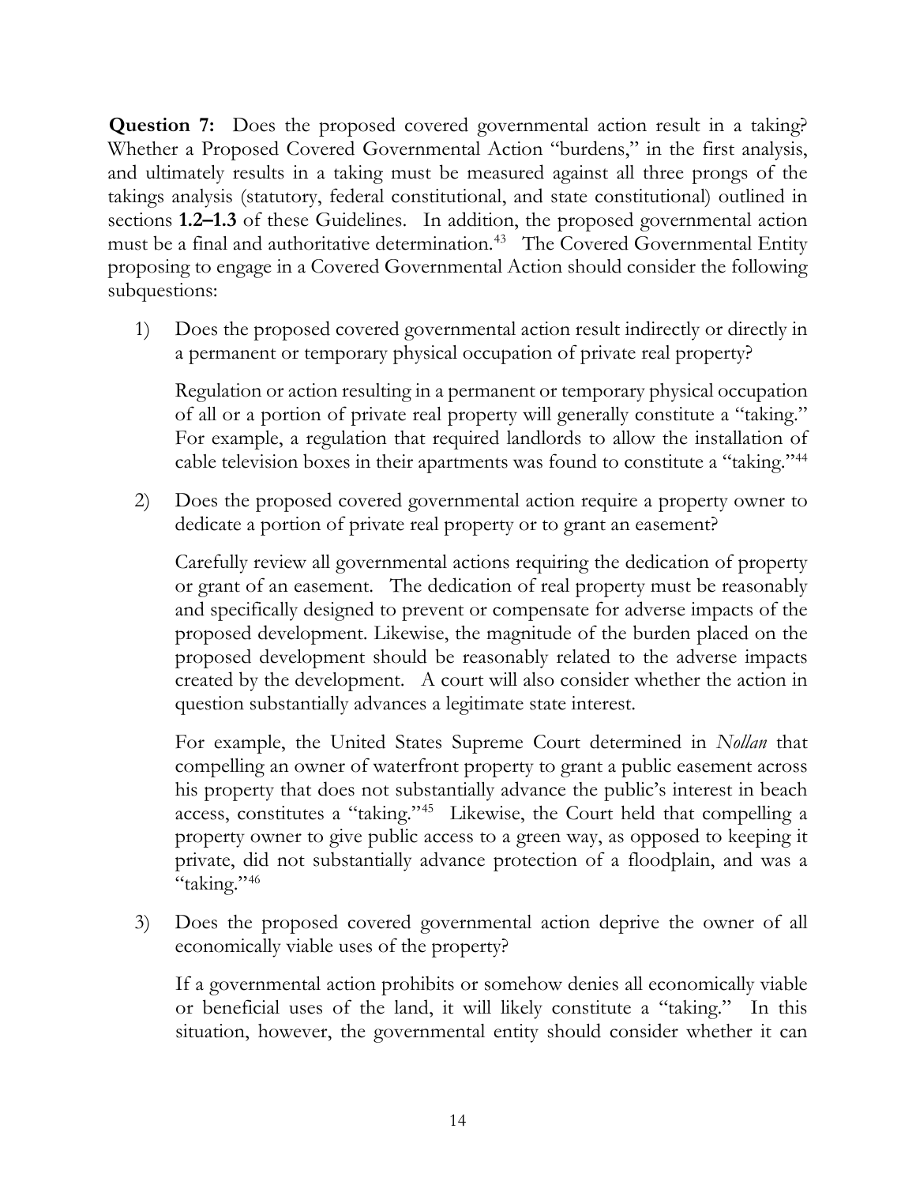**Question 7:** Does the proposed covered governmental action result in a taking? Whether a Proposed Covered Governmental Action "burdens," in the first analysis, and ultimately results in a taking must be measured against all three prongs of the takings analysis (statutory, federal constitutional, and state constitutional) outlined in sections **1.2–1.3** of these Guidelines. In addition, the proposed governmental action must be a final and authoritative determination.[43] The Covered Governmental Entity proposing to engage in a Covered Governmental Action should consider the following subquestions:

1) Does the proposed covered governmental action result indirectly or directly in a permanent or temporary physical occupation of private real property?

   Regulation or action resulting in a permanent or temporary physical occupation of all or a portion of private real property will generally constitute a "taking." For example, a regulation that required landlords to allow the installation of cable television boxes in their apartments was found to constitute a "taking."[44]

2) Does the proposed covered governmental action require a property owner to dedicate a portion of private real property or to grant an easement?

   Carefully review all governmental actions requiring the dedication of property or grant of an easement. The dedication of real property must be reasonably and specifically designed to prevent or compensate for adverse impacts of the proposed development. Likewise, the magnitude of the burden placed on the proposed development should be reasonably related to the adverse impacts created by the development. A court will also consider whether the action in question substantially advances a legitimate state interest.

   For example, the United States Supreme Court determined in *Nollan* that compelling an owner of waterfront property to grant a public easement across his property that does not substantially advance the public's interest in beach access, constitutes a "taking."[45] Likewise, the Court held that compelling a property owner to give public access to a green way, as opposed to keeping it private, did not substantially advance protection of a floodplain, and was a "taking."[46]

3) Does the proposed covered governmental action deprive the owner of all economically viable uses of the property?

   If a governmental action prohibits or somehow denies all economically viable or beneficial uses of the land, it will likely constitute a "taking." In this situation, however, the governmental entity should consider whether it can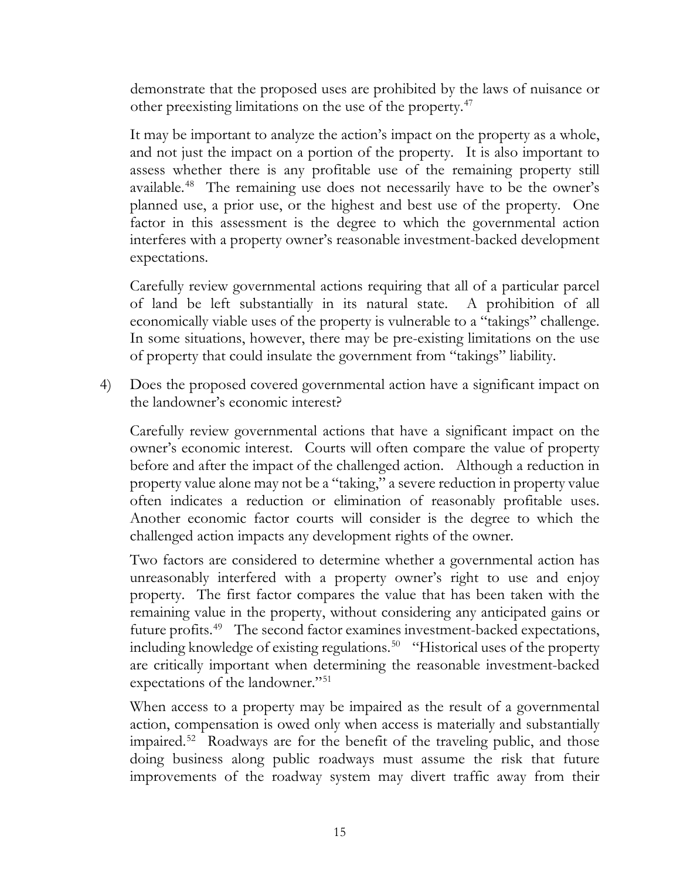demonstrate that the proposed uses are prohibited by the laws of nuisance or other preexisting limitations on the use of the property.[47]

It may be important to analyze the action's impact on the property as a whole, and not just the impact on a portion of the property. It is also important to assess whether there is any profitable use of the remaining property still available.[48] The remaining use does not necessarily have to be the owner's planned use, a prior use, or the highest and best use of the property. One factor in this assessment is the degree to which the governmental action interferes with a property owner's reasonable investment-backed development expectations.

Carefully review governmental actions requiring that all of a particular parcel of land be left substantially in its natural state. A prohibition of all economically viable uses of the property is vulnerable to a "takings" challenge. In some situations, however, there may be pre-existing limitations on the use of property that could insulate the government from "takings" liability.

4) Does the proposed covered governmental action have a significant impact on the landowner's economic interest?

Carefully review governmental actions that have a significant impact on the owner's economic interest. Courts will often compare the value of property before and after the impact of the challenged action. Although a reduction in property value alone may not be a "taking," a severe reduction in property value often indicates a reduction or elimination of reasonably profitable uses. Another economic factor courts will consider is the degree to which the challenged action impacts any development rights of the owner.

Two factors are considered to determine whether a governmental action has unreasonably interfered with a property owner's right to use and enjoy property. The first factor compares the value that has been taken with the remaining value in the property, without considering any anticipated gains or future profits.[49] The second factor examines investment-backed expectations, including knowledge of existing regulations.[50] "Historical uses of the property are critically important when determining the reasonable investment-backed expectations of the landowner."[51]

When access to a property may be impaired as the result of a governmental action, compensation is owed only when access is materially and substantially impaired.[52] Roadways are for the benefit of the traveling public, and those doing business along public roadways must assume the risk that future improvements of the roadway system may divert traffic away from their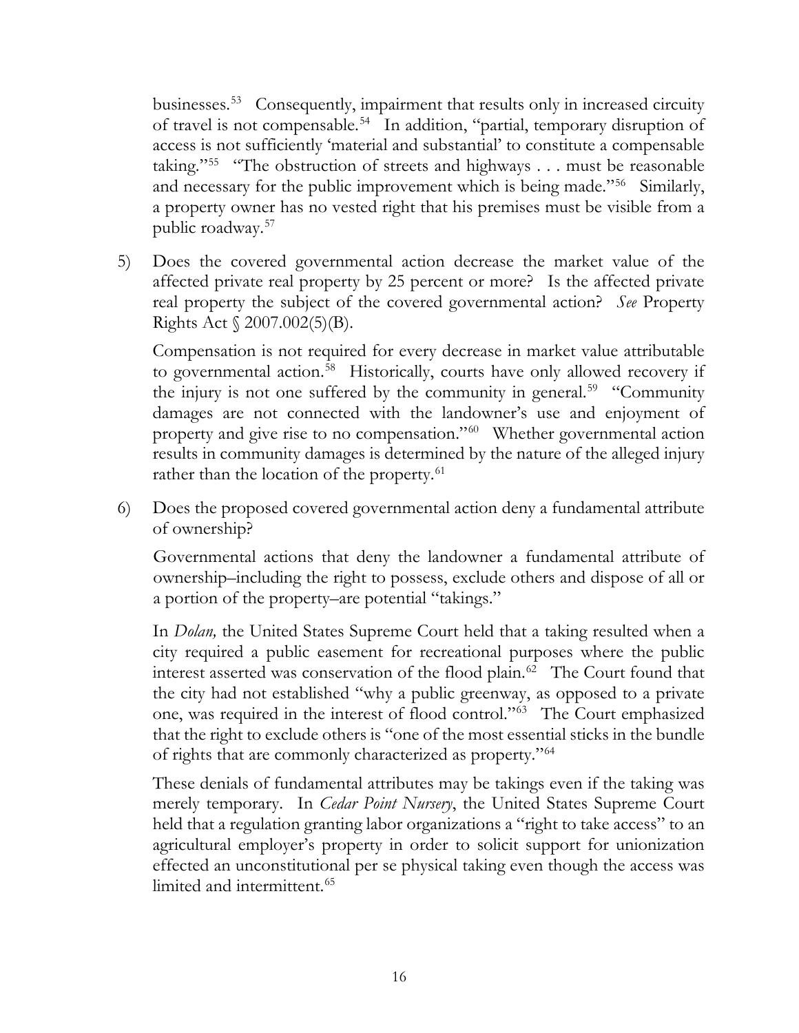businesses.[53] Consequently, impairment that results only in increased circuity of travel is not compensable.[54] In addition, "partial, temporary disruption of access is not sufficiently 'material and substantial' to constitute a compensable taking."[55] "The obstruction of streets and highways . . . must be reasonable and necessary for the public improvement which is being made."[56] Similarly, a property owner has no vested right that his premises must be visible from a public roadway.[57]

5) Does the covered governmental action decrease the market value of the affected private real property by 25 percent or more? Is the affected private real property the subject of the covered governmental action? *See* Property Rights Act § 2007.002(5)(B).

   Compensation is not required for every decrease in market value attributable to governmental action.[58] Historically, courts have only allowed recovery if the injury is not one suffered by the community in general.[59] "Community damages are not connected with the landowner's use and enjoyment of property and give rise to no compensation."[60] Whether governmental action results in community damages is determined by the nature of the alleged injury rather than the location of the property.[61]

6) Does the proposed covered governmental action deny a fundamental attribute of ownership?

   Governmental actions that deny the landowner a fundamental attribute of ownership–including the right to possess, exclude others and dispose of all or a portion of the property–are potential "takings."

   In *Dolan,* the United States Supreme Court held that a taking resulted when a city required a public easement for recreational purposes where the public interest asserted was conservation of the flood plain.[62] The Court found that the city had not established "why a public greenway, as opposed to a private one, was required in the interest of flood control."[63] The Court emphasized that the right to exclude others is "one of the most essential sticks in the bundle of rights that are commonly characterized as property."[64]

   These denials of fundamental attributes may be takings even if the taking was merely temporary. In *Cedar Point Nursery*, the United States Supreme Court held that a regulation granting labor organizations a "right to take access" to an agricultural employer's property in order to solicit support for unionization effected an unconstitutional per se physical taking even though the access was limited and intermittent.[65]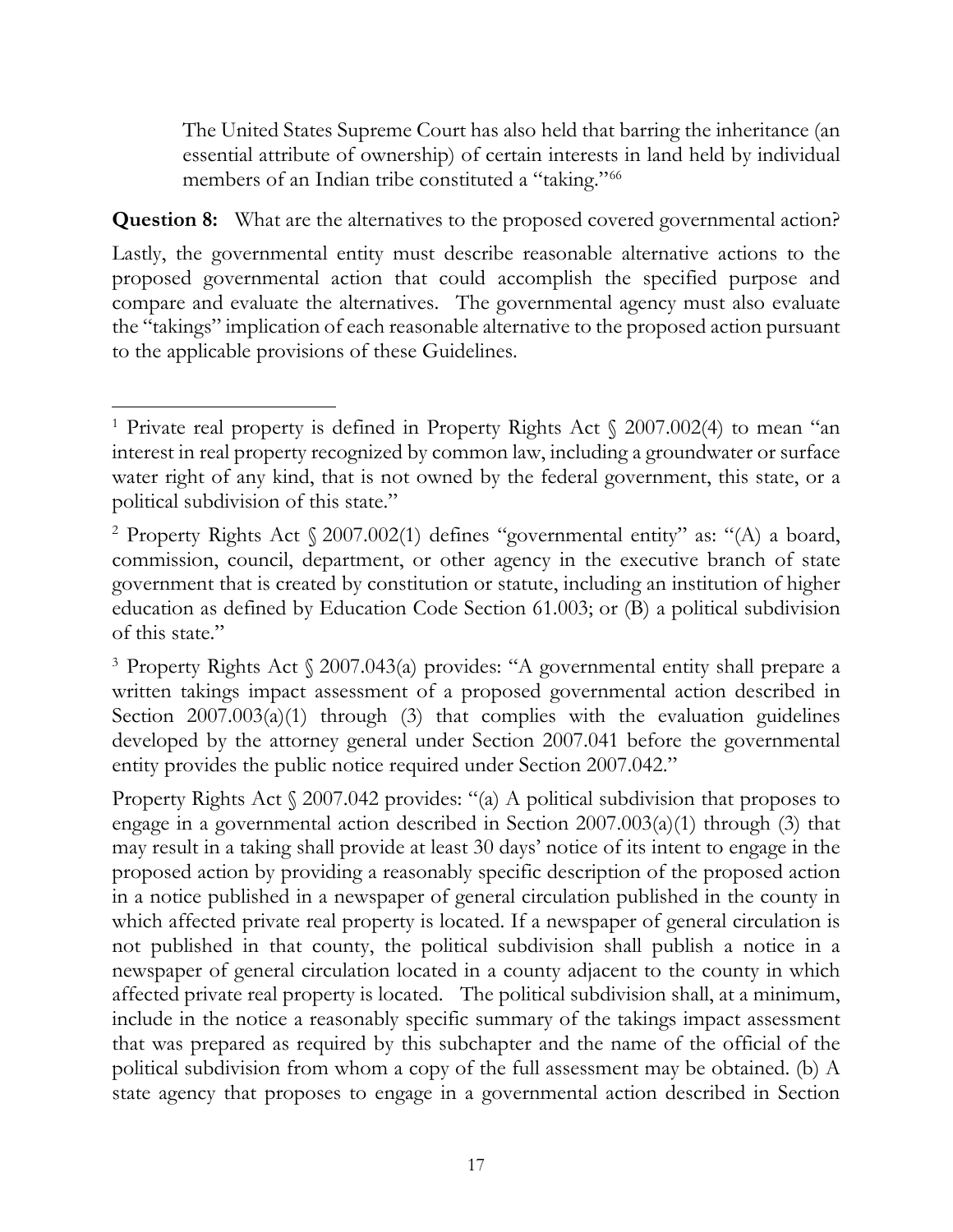> The United States Supreme Court has also held that barring the inheritance (an essential attribute of ownership) of certain interests in land held by individual members of an Indian tribe constituted a "taking."[66]

**Question 8:** What are the alternatives to the proposed covered governmental action?

Lastly, the governmental entity must describe reasonable alternative actions to the proposed governmental action that could accomplish the specified purpose and compare and evaluate the alternatives. The governmental agency must also evaluate the "takings" implication of each reasonable alternative to the proposed action pursuant to the applicable provisions of these Guidelines.

---

[1] Private real property is defined in Property Rights Act § 2007.002(4) to mean "an interest in real property recognized by common law, including a groundwater or surface water right of any kind, that is not owned by the federal government, this state, or a political subdivision of this state."

[2] Property Rights Act § 2007.002(1) defines "governmental entity" as: "(A) a board, commission, council, department, or other agency in the executive branch of state government that is created by constitution or statute, including an institution of higher education as defined by Education Code Section 61.003; or (B) a political subdivision of this state."

[3] Property Rights Act § 2007.043(a) provides: "A governmental entity shall prepare a written takings impact assessment of a proposed governmental action described in Section 2007.003(a)(1) through (3) that complies with the evaluation guidelines developed by the attorney general under Section 2007.041 before the governmental entity provides the public notice required under Section 2007.042."

Property Rights Act § 2007.042 provides: "(a) A political subdivision that proposes to engage in a governmental action described in Section 2007.003(a)(1) through (3) that may result in a taking shall provide at least 30 days' notice of its intent to engage in the proposed action by providing a reasonably specific description of the proposed action in a notice published in a newspaper of general circulation published in the county in which affected private real property is located. If a newspaper of general circulation is not published in that county, the political subdivision shall publish a notice in a newspaper of general circulation located in a county adjacent to the county in which affected private real property is located. The political subdivision shall, at a minimum, include in the notice a reasonably specific summary of the takings impact assessment that was prepared as required by this subchapter and the name of the official of the political subdivision from whom a copy of the full assessment may be obtained. (b) A state agency that proposes to engage in a governmental action described in Section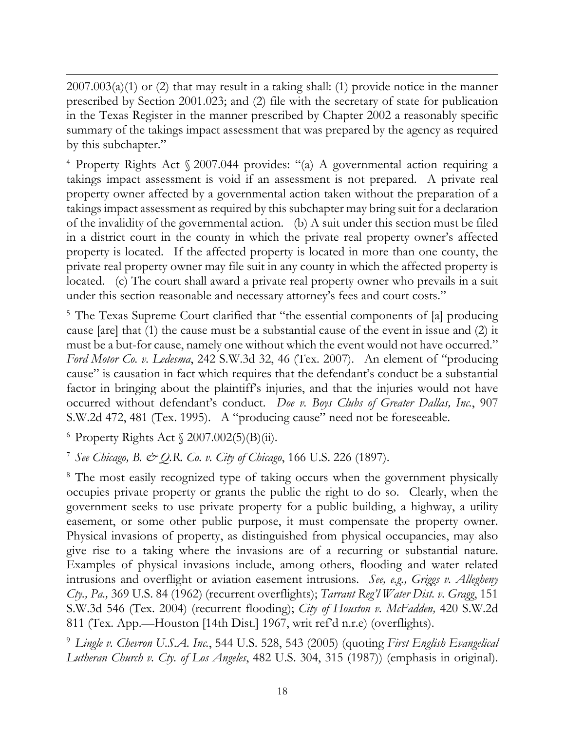2007.003(a)(1) or (2) that may result in a taking shall: (1) provide notice in the manner prescribed by Section 2001.023; and (2) file with the secretary of state for publication in the Texas Register in the manner prescribed by Chapter 2002 a reasonably specific summary of the takings impact assessment that was prepared by the agency as required by this subchapter."

[4] Property Rights Act § 2007.044 provides: "(a) A governmental action requiring a takings impact assessment is void if an assessment is not prepared. A private real property owner affected by a governmental action taken without the preparation of a takings impact assessment as required by this subchapter may bring suit for a declaration of the invalidity of the governmental action. (b) A suit under this section must be filed in a district court in the county in which the private real property owner's affected property is located. If the affected property is located in more than one county, the private real property owner may file suit in any county in which the affected property is located. (c) The court shall award a private real property owner who prevails in a suit under this section reasonable and necessary attorney's fees and court costs."

[5] The Texas Supreme Court clarified that "the essential components of [a] producing cause [are] that (1) the cause must be a substantial cause of the event in issue and (2) it must be a but-for cause, namely one without which the event would not have occurred." *Ford Motor Co. v. Ledesma*, 242 S.W.3d 32, 46 (Tex. 2007). An element of "producing cause" is causation in fact which requires that the defendant's conduct be a substantial factor in bringing about the plaintiff's injuries, and that the injuries would not have occurred without defendant's conduct. *Doe v. Boys Clubs of Greater Dallas, Inc.*, 907 S.W.2d 472, 481 (Tex. 1995). A "producing cause" need not be foreseeable.

[6] Property Rights Act § 2007.002(5)(B)(ii).

[7] *See Chicago, B. & Q.R. Co. v. City of Chicago*, 166 U.S. 226 (1897).

[8] The most easily recognized type of taking occurs when the government physically occupies private property or grants the public the right to do so. Clearly, when the government seeks to use private property for a public building, a highway, a utility easement, or some other public purpose, it must compensate the property owner. Physical invasions of property, as distinguished from physical occupancies, may also give rise to a taking where the invasions are of a recurring or substantial nature. Examples of physical invasions include, among others, flooding and water related intrusions and overflight or aviation easement intrusions. *See, e.g., Griggs v. Allegheny Cty., Pa.,* 369 U.S. 84 (1962) (recurrent overflights); *Tarrant Reg'l Water Dist. v. Gragg*, 151 S.W.3d 546 (Tex. 2004) (recurrent flooding); *City of Houston v. McFadden,* 420 S.W.2d 811 (Tex. App.—Houston [14th Dist.] 1967, writ ref'd n.r.e) (overflights).

[9] *Lingle v. Chevron U.S.A. Inc.*, 544 U.S. 528, 543 (2005) (quoting *First English Evangelical Lutheran Church v. Cty. of Los Angeles*, 482 U.S. 304, 315 (1987)) (emphasis in original).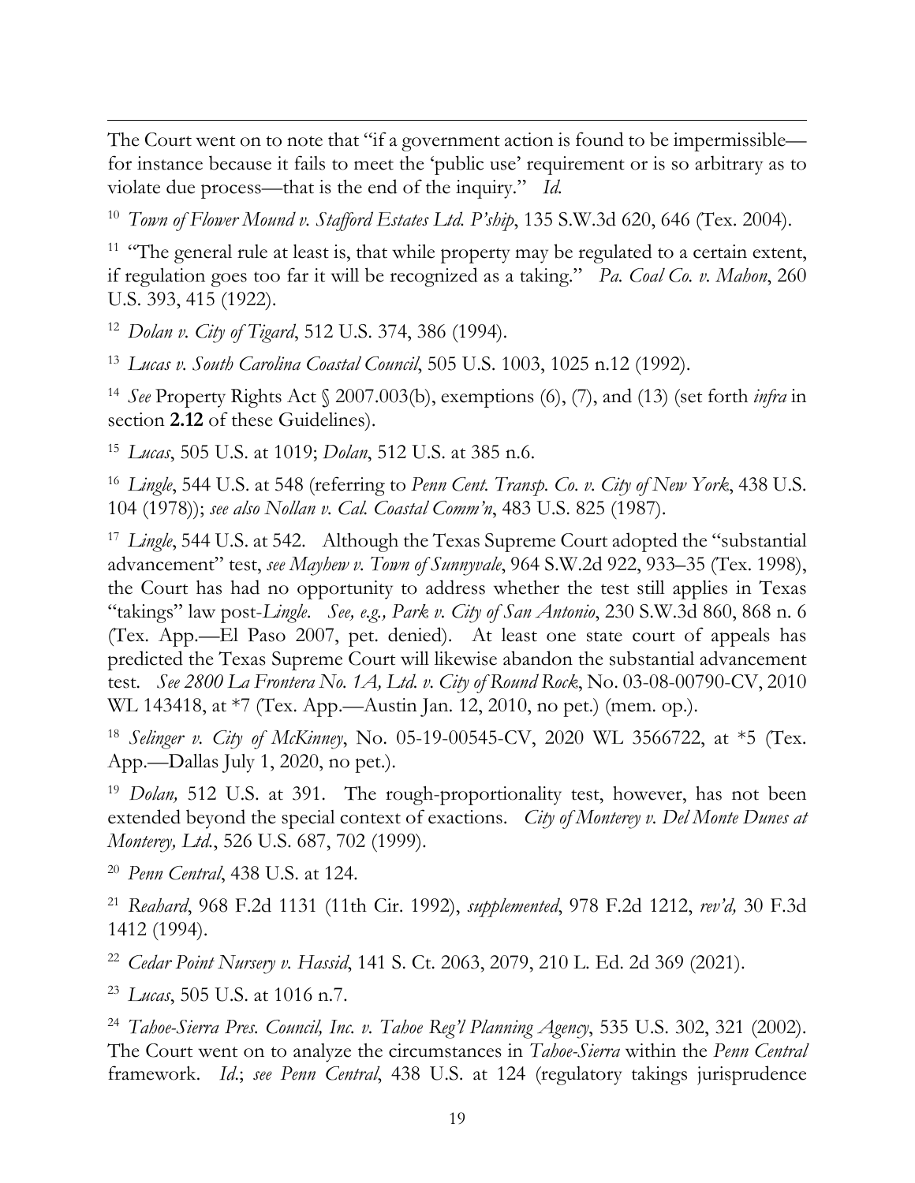The Court went on to note that "if a government action is found to be impermissible—for instance because it fails to meet the 'public use' requirement or is so arbitrary as to violate due process—that is the end of the inquiry." *Id.*

[10] *Town of Flower Mound v. Stafford Estates Ltd. P'ship*, 135 S.W.3d 620, 646 (Tex. 2004).

[11] "The general rule at least is, that while property may be regulated to a certain extent, if regulation goes too far it will be recognized as a taking." *Pa. Coal Co. v. Mahon*, 260 U.S. 393, 415 (1922).

[12] *Dolan v. City of Tigard*, 512 U.S. 374, 386 (1994).

[13] *Lucas v. South Carolina Coastal Council*, 505 U.S. 1003, 1025 n.12 (1992).

[14] *See* Property Rights Act § 2007.003(b), exemptions (6), (7), and (13) (set forth *infra* in section **2.12** of these Guidelines).

[15] *Lucas*, 505 U.S. at 1019; *Dolan*, 512 U.S. at 385 n.6.

[16] *Lingle*, 544 U.S. at 548 (referring to *Penn Cent. Transp. Co. v. City of New York*, 438 U.S. 104 (1978)); *see also Nollan v. Cal. Coastal Comm'n*, 483 U.S. 825 (1987).

[17] *Lingle*, 544 U.S. at 542. Although the Texas Supreme Court adopted the "substantial advancement" test, *see Mayhew v. Town of Sunnyvale*, 964 S.W.2d 922, 933–35 (Tex. 1998), the Court has had no opportunity to address whether the test still applies in Texas "takings" law post-*Lingle*. *See, e.g., Park v. City of San Antonio*, 230 S.W.3d 860, 868 n. 6 (Tex. App.—El Paso 2007, pet. denied). At least one state court of appeals has predicted the Texas Supreme Court will likewise abandon the substantial advancement test. *See 2800 La Frontera No. 1A, Ltd. v. City of Round Rock*, No. 03-08-00790-CV, 2010 WL 143418, at *7 (Tex. App.—Austin Jan. 12, 2010, no pet.) (mem. op.).

[18] *Selinger v. City of McKinney*, No. 05-19-00545-CV, 2020 WL 3566722, at *5 (Tex. App.—Dallas July 1, 2020, no pet.).

[19] *Dolan,* 512 U.S. at 391. The rough-proportionality test, however, has not been extended beyond the special context of exactions. *City of Monterey v. Del Monte Dunes at Monterey, Ltd.*, 526 U.S. 687, 702 (1999).

[20] *Penn Central*, 438 U.S. at 124.

[21] *Reahard*, 968 F.2d 1131 (11th Cir. 1992), *supplemented*, 978 F.2d 1212, *rev'd,* 30 F.3d 1412 (1994).

[22] *Cedar Point Nursery v. Hassid*, 141 S. Ct. 2063, 2079, 210 L. Ed. 2d 369 (2021).

[23] *Lucas*, 505 U.S. at 1016 n.7.

[24] *Tahoe-Sierra Pres. Council, Inc. v. Tahoe Reg'l Planning Agency*, 535 U.S. 302, 321 (2002). The Court went on to analyze the circumstances in *Tahoe-Sierra* within the *Penn Central* framework. *Id.*; *see Penn Central*, 438 U.S. at 124 (regulatory takings jurisprudence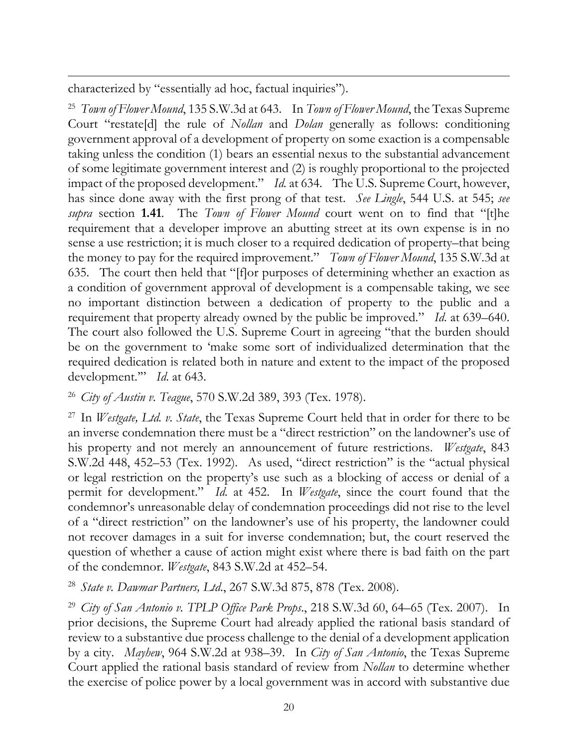characterized by "essentially ad hoc, factual inquiries").

[25] *Town of Flower Mound*, 135 S.W.3d at 643. In *Town of Flower Mound*, the Texas Supreme Court "restate[d] the rule of *Nollan* and *Dolan* generally as follows: conditioning government approval of a development of property on some exaction is a compensable taking unless the condition (1) bears an essential nexus to the substantial advancement of some legitimate government interest and (2) is roughly proportional to the projected impact of the proposed development." *Id.* at 634. The U.S. Supreme Court, however, has since done away with the first prong of that test. *See Lingle*, 544 U.S. at 545; *see supra* section **1.41**. The *Town of Flower Mound* court went on to find that "[t]he requirement that a developer improve an abutting street at its own expense is in no sense a use restriction; it is much closer to a required dedication of property–that being the money to pay for the required improvement." *Town of Flower Mound*, 135 S.W.3d at 635. The court then held that "[f]or purposes of determining whether an exaction as a condition of government approval of development is a compensable taking, we see no important distinction between a dedication of property to the public and a requirement that property already owned by the public be improved." *Id.* at 639–640. The court also followed the U.S. Supreme Court in agreeing "that the burden should be on the government to 'make some sort of individualized determination that the required dedication is related both in nature and extent to the impact of the proposed development.'" *Id.* at 643.

[26] *City of Austin v. Teague*, 570 S.W.2d 389, 393 (Tex. 1978).

[27] In *Westgate, Ltd. v. State*, the Texas Supreme Court held that in order for there to be an inverse condemnation there must be a "direct restriction" on the landowner's use of his property and not merely an announcement of future restrictions. *Westgate*, 843 S.W.2d 448, 452–53 (Tex. 1992). As used, "direct restriction" is the "actual physical or legal restriction on the property's use such as a blocking of access or denial of a permit for development." *Id.* at 452. In *Westgate*, since the court found that the condemnor's unreasonable delay of condemnation proceedings did not rise to the level of a "direct restriction" on the landowner's use of his property, the landowner could not recover damages in a suit for inverse condemnation; but, the court reserved the question of whether a cause of action might exist where there is bad faith on the part of the condemnor. *Westgate*, 843 S.W.2d at 452–54.

[28] *State v. Dawmar Partners, Ltd.*, 267 S.W.3d 875, 878 (Tex. 2008).

[29] *City of San Antonio v. TPLP Office Park Props.*, 218 S.W.3d 60, 64–65 (Tex. 2007). In prior decisions, the Supreme Court had already applied the rational basis standard of review to a substantive due process challenge to the denial of a development application by a city. *Mayhew*, 964 S.W.2d at 938–39. In *City of San Antonio*, the Texas Supreme Court applied the rational basis standard of review from *Nollan* to determine whether the exercise of police power by a local government was in accord with substantive due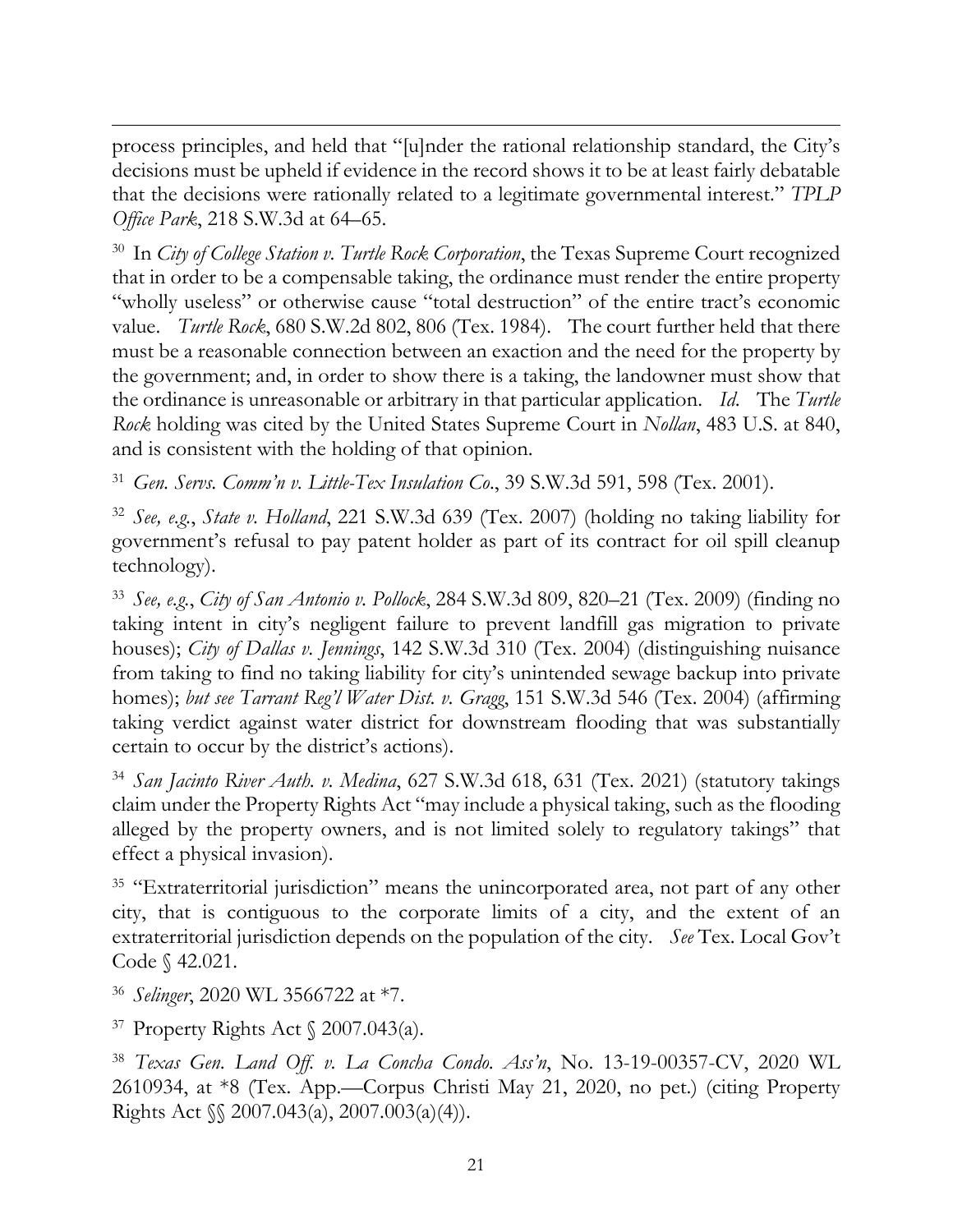process principles, and held that "[u]nder the rational relationship standard, the City's decisions must be upheld if evidence in the record shows it to be at least fairly debatable that the decisions were rationally related to a legitimate governmental interest." *TPLP Office Park*, 218 S.W.3d at 64–65.

[30] In *City of College Station v. Turtle Rock Corporation*, the Texas Supreme Court recognized that in order to be a compensable taking, the ordinance must render the entire property "wholly useless" or otherwise cause "total destruction" of the entire tract's economic value. *Turtle Rock*, 680 S.W.2d 802, 806 (Tex. 1984). The court further held that there must be a reasonable connection between an exaction and the need for the property by the government; and, in order to show there is a taking, the landowner must show that the ordinance is unreasonable or arbitrary in that particular application. *Id.* The *Turtle Rock* holding was cited by the United States Supreme Court in *Nollan*, 483 U.S. at 840, and is consistent with the holding of that opinion.

[31] *Gen. Servs. Comm'n v. Little-Tex Insulation Co*., 39 S.W.3d 591, 598 (Tex. 2001).

[32] *See, e.g.*, *State v. Holland*, 221 S.W.3d 639 (Tex. 2007) (holding no taking liability for government's refusal to pay patent holder as part of its contract for oil spill cleanup technology).

[33] *See, e.g.*, *City of San Antonio v. Pollock*, 284 S.W.3d 809, 820–21 (Tex. 2009) (finding no taking intent in city's negligent failure to prevent landfill gas migration to private houses); *City of Dallas v. Jennings*, 142 S.W.3d 310 (Tex. 2004) (distinguishing nuisance from taking to find no taking liability for city's unintended sewage backup into private homes); *but see Tarrant Reg'l Water Dist. v. Gragg*, 151 S.W.3d 546 (Tex. 2004) (affirming taking verdict against water district for downstream flooding that was substantially certain to occur by the district's actions).

[34] *San Jacinto River Auth. v. Medina*, 627 S.W.3d 618, 631 (Tex. 2021) (statutory takings claim under the Property Rights Act "may include a physical taking, such as the flooding alleged by the property owners, and is not limited solely to regulatory takings" that effect a physical invasion).

[35] "Extraterritorial jurisdiction" means the unincorporated area, not part of any other city, that is contiguous to the corporate limits of a city, and the extent of an extraterritorial jurisdiction depends on the population of the city. *See* Tex. Local Gov't Code § 42.021.

[36] *Selinger*, 2020 WL 3566722 at *7.

[37] Property Rights Act § 2007.043(a).

[38] *Texas Gen. Land Off. v. La Concha Condo. Ass'n*, No. 13-19-00357-CV, 2020 WL 2610934, at *8 (Tex. App.—Corpus Christi May 21, 2020, no pet.) (citing Property Rights Act §§ 2007.043(a), 2007.003(a)(4)).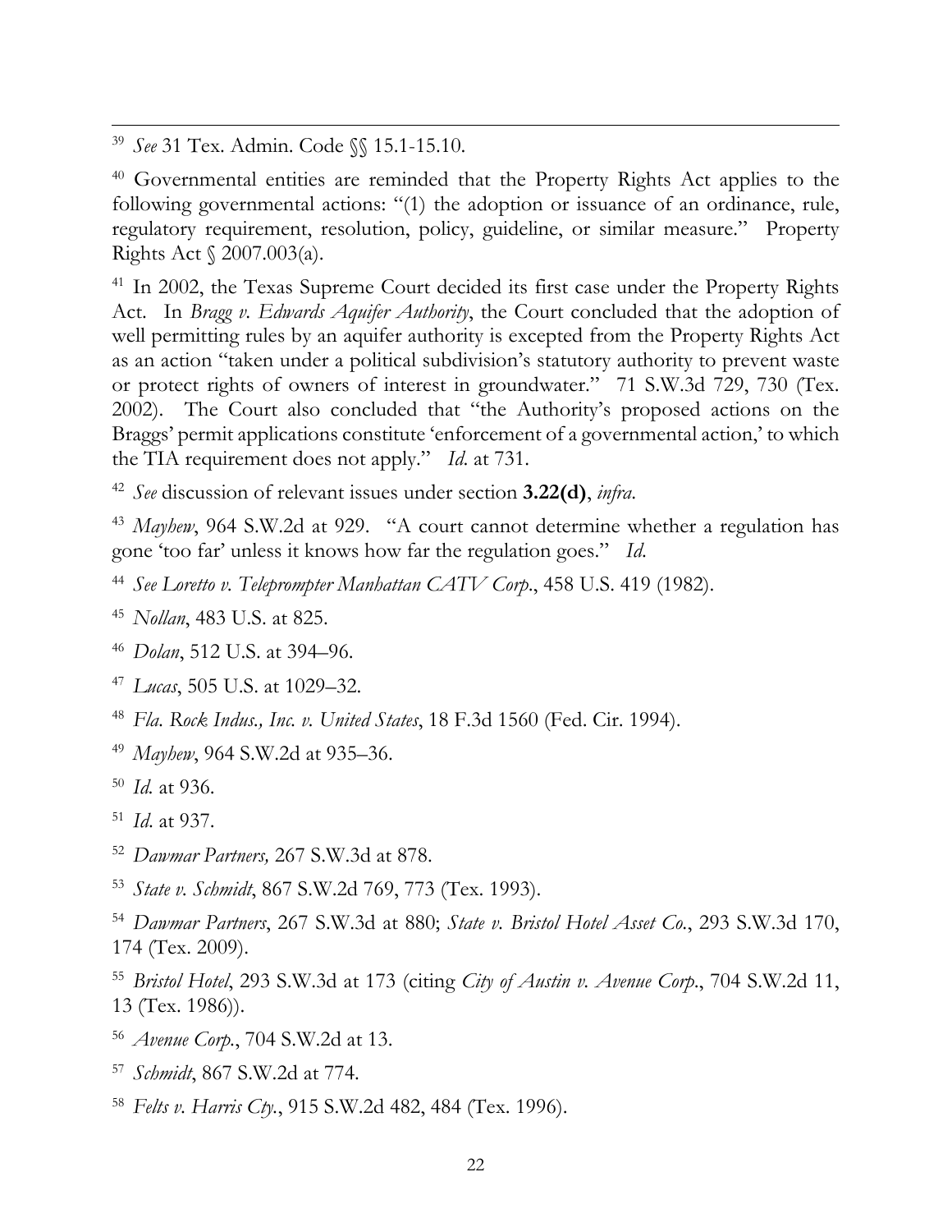[39] *See* 31 Tex. Admin. Code §§ 15.1-15.10.

[40] Governmental entities are reminded that the Property Rights Act applies to the following governmental actions: "(1) the adoption or issuance of an ordinance, rule, regulatory requirement, resolution, policy, guideline, or similar measure." Property Rights Act § 2007.003(a).

[41] In 2002, the Texas Supreme Court decided its first case under the Property Rights Act. In *Bragg v. Edwards Aquifer Authority*, the Court concluded that the adoption of well permitting rules by an aquifer authority is excepted from the Property Rights Act as an action "taken under a political subdivision's statutory authority to prevent waste or protect rights of owners of interest in groundwater." 71 S.W.3d 729, 730 (Tex. 2002). The Court also concluded that "the Authority's proposed actions on the Braggs' permit applications constitute 'enforcement of a governmental action,' to which the TIA requirement does not apply." *Id.* at 731.

[42] *See* discussion of relevant issues under section **3.22(d)**, *infra.*

[43] *Mayhew*, 964 S.W.2d at 929. "A court cannot determine whether a regulation has gone 'too far' unless it knows how far the regulation goes." *Id.*

[44] *See Loretto v. Teleprompter Manhattan CATV Corp.*, 458 U.S. 419 (1982).

[45] *Nollan*, 483 U.S. at 825.

[46] *Dolan*, 512 U.S. at 394–96.

[47] *Lucas*, 505 U.S. at 1029–32.

[48] *Fla. Rock Indus., Inc. v. United States*, 18 F.3d 1560 (Fed. Cir. 1994).

[49] *Mayhew*, 964 S.W.2d at 935–36.

[50] *Id.* at 936.

[51] *Id.* at 937.

[52] *Dawmar Partners,* 267 S.W.3d at 878.

[53] *State v. Schmidt*, 867 S.W.2d 769, 773 (Tex. 1993).

[54] *Dawmar Partners*, 267 S.W.3d at 880; *State v. Bristol Hotel Asset Co.*, 293 S.W.3d 170, 174 (Tex. 2009).

[55] *Bristol Hotel*, 293 S.W.3d at 173 (citing *City of Austin v. Avenue Corp.*, 704 S.W.2d 11, 13 (Tex. 1986)).

[56] *Avenue Corp.*, 704 S.W.2d at 13.

[57] *Schmidt*, 867 S.W.2d at 774.

[58] *Felts v. Harris Cty.*, 915 S.W.2d 482, 484 (Tex. 1996).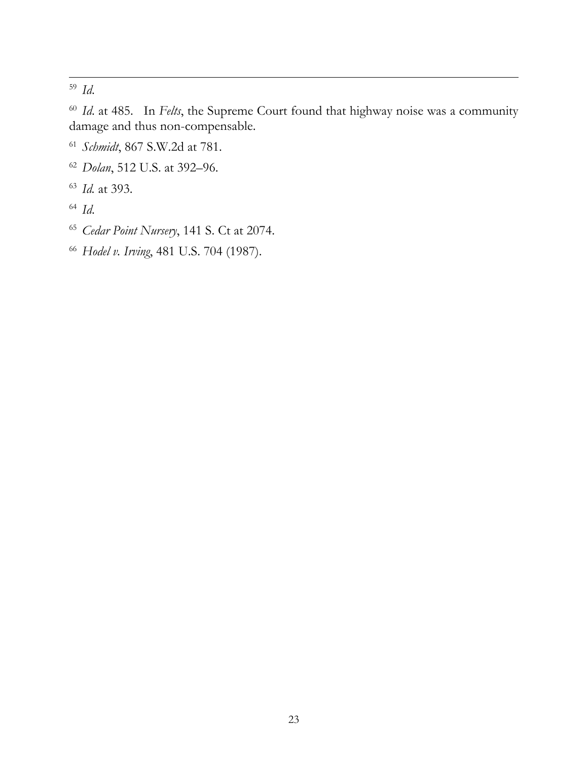[59] *Id.*

[60] *Id.* at 485. In *Felts*, the Supreme Court found that highway noise was a community damage and thus non-compensable.

[61] *Schmidt*, 867 S.W.2d at 781.

[62] *Dolan*, 512 U.S. at 392–96.

[63] *Id.* at 393.

[64] *Id.*

[65] *Cedar Point Nursery*, 141 S. Ct at 2074.

[66] *Hodel v. Irving*, 481 U.S. 704 (1987).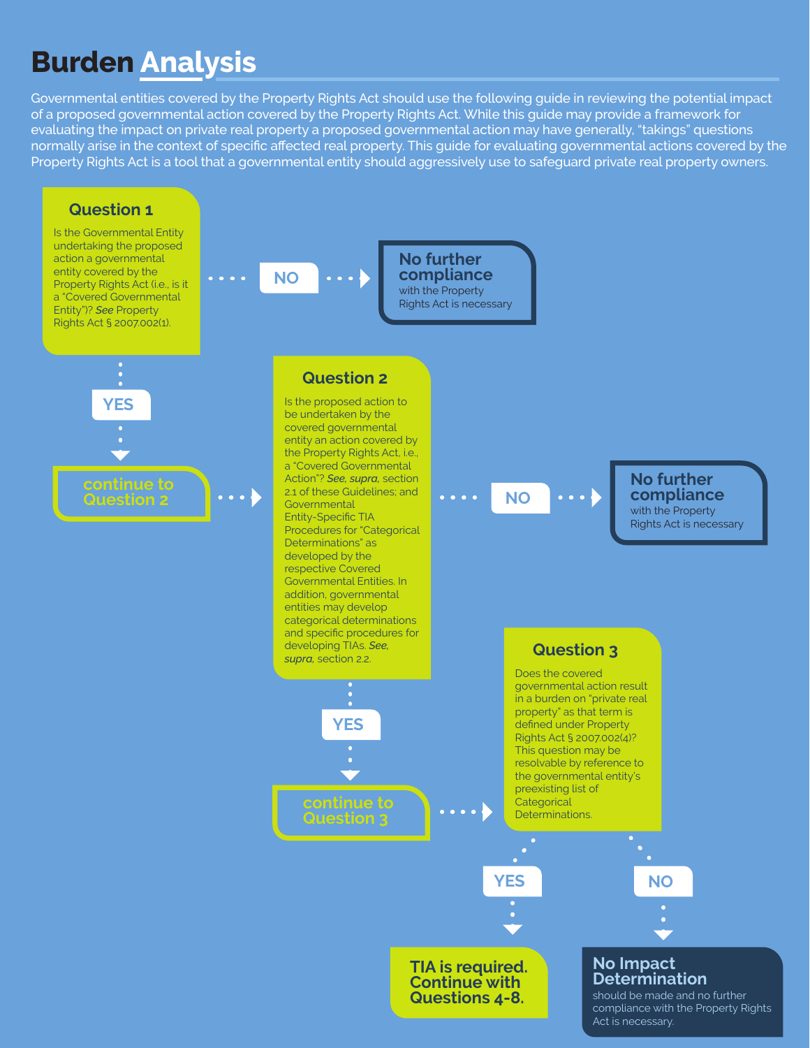# Burden Analysis

Governmental entities covered by the Property Rights Act should use the following guide in reviewing the potential impact of a proposed governmental action covered by the Property Rights Act. While this guide may provide a framework for evaluating the impact on private real property a proposed governmental action may have generally, "takings" questions normally arise in the context of specific affected real property. This guide for evaluating governmental actions covered by the Property Rights Act is a tool that a governmental entity should aggressively use to safeguard private real property owners.

### Question 1

Is the Governmental Entity undertaking the proposed action a governmental entity covered by the Property Rights Act (i.e., is it a "Covered Governmental Entity")? *See* Property Rights Act § 2007.002(1).

NO → **No further compliance** with the Property Rights Act is necessary

YES → **continue to Question 2**

### Question 2

Is the proposed action to be undertaken by the covered governmental entity an action covered by the Property Rights Act, i.e., a "Covered Governmental Action"? *See, supra,* section 2.1 of these Guidelines; and Governmental Entity-Specific TIA Procedures for "Categorical Determinations" as developed by the respective Covered Governmental Entities. In addition, governmental entities may develop categorical determinations and specific procedures for developing TIAs. *See, supra,* section 2.2.

NO → **No further compliance** with the Property Rights Act is necessary

YES → **continue to Question 3**

### Question 3

Does the covered governmental action result in a burden on "private real property" as that term is defined under Property Rights Act § 2007.002(4)? This question may be resolvable by reference to the governmental entity's preexisting list of Categorical Determinations.

YES → **TIA is required. Continue with Questions 4-8.**

NO → **No Impact Determination** should be made and no further compliance with the Property Rights Act is necessary.